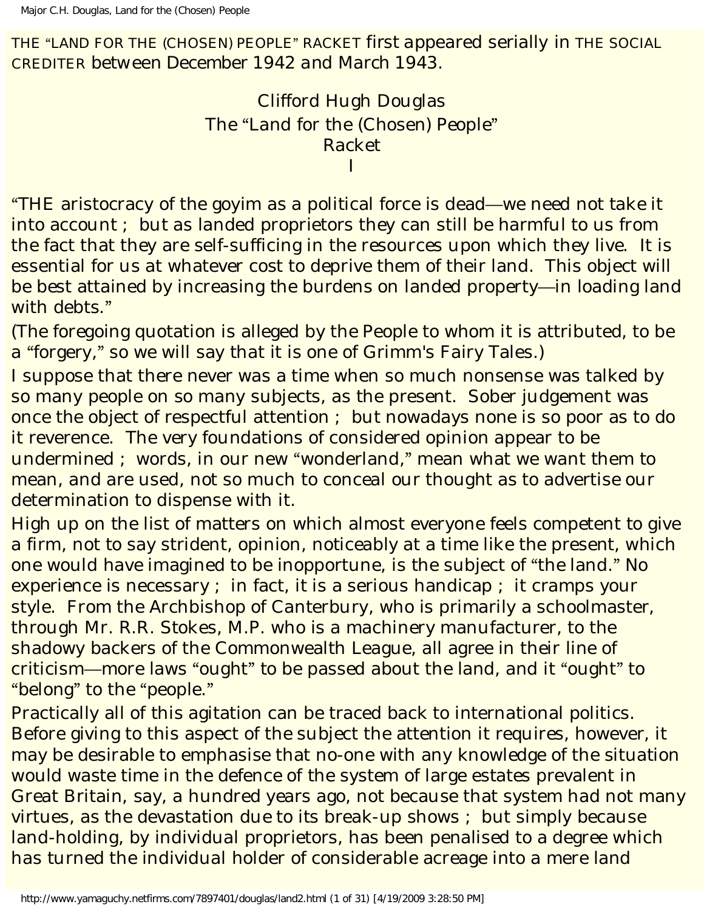THE "LAND FOR THE (CHOSEN) PEOPLE" RACKET first appeared serially in THE SOCIAL CREDITER between December 1942 and March 1943.

# Clifford Hugh Douglas
# The "Land for the (Chosen) People" Racket
## I

"THE aristocracy of the goyim as a political force is dead—we need not take it into account ; but as landed proprietors they can still be harmful to us from the fact that they are self-sufficing in the resources upon which they live. It is essential for us at whatever cost to deprive them of their land. This object will be best attained by increasing the burdens on landed property—in loading land with debts."

(The foregoing quotation is alleged by the People to whom it is attributed, to be a "forgery," so we will say that it is one of Grimm's Fairy Tales.)

I suppose that there never was a time when so much nonsense was talked by so many people on so many subjects, as the present. Sober judgement was once the object of respectful attention ; but nowadays none is so poor as to do it reverence. The very foundations of considered opinion appear to be undermined ; words, in our new "wonderland," mean what we want them to mean, and are used, not so much to conceal our thought as to advertise our determination to dispense with it.

High up on the list of matters on which almost everyone feels competent to give a firm, not to say strident, opinion, noticeably at a time like the present, which one would have imagined to be inopportune, is the subject of "the land." No experience is necessary ; in fact, it is a serious handicap ; it cramps your style. From the Archbishop of Canterbury, who is primarily a schoolmaster, through Mr. R.R. Stokes, M.P. who is a machinery manufacturer, to the shadowy backers of the Commonwealth League, all agree in their line of criticism—more laws "ought" to be passed about the land, and it "ought" to "belong" to the "people."

Practically all of this agitation can be traced back to international politics. Before giving to this aspect of the subject the attention it requires, however, it may be desirable to emphasise that no-one with any knowledge of the situation would waste time in the defence of the system of large estates prevalent in Great Britain, say, a hundred years ago, not because that system had not many virtues, as the devastation due to its break-up shows ; but simply because land-holding, by individual proprietors, has been penalised to a degree which has turned the individual holder of considerable acreage into a mere land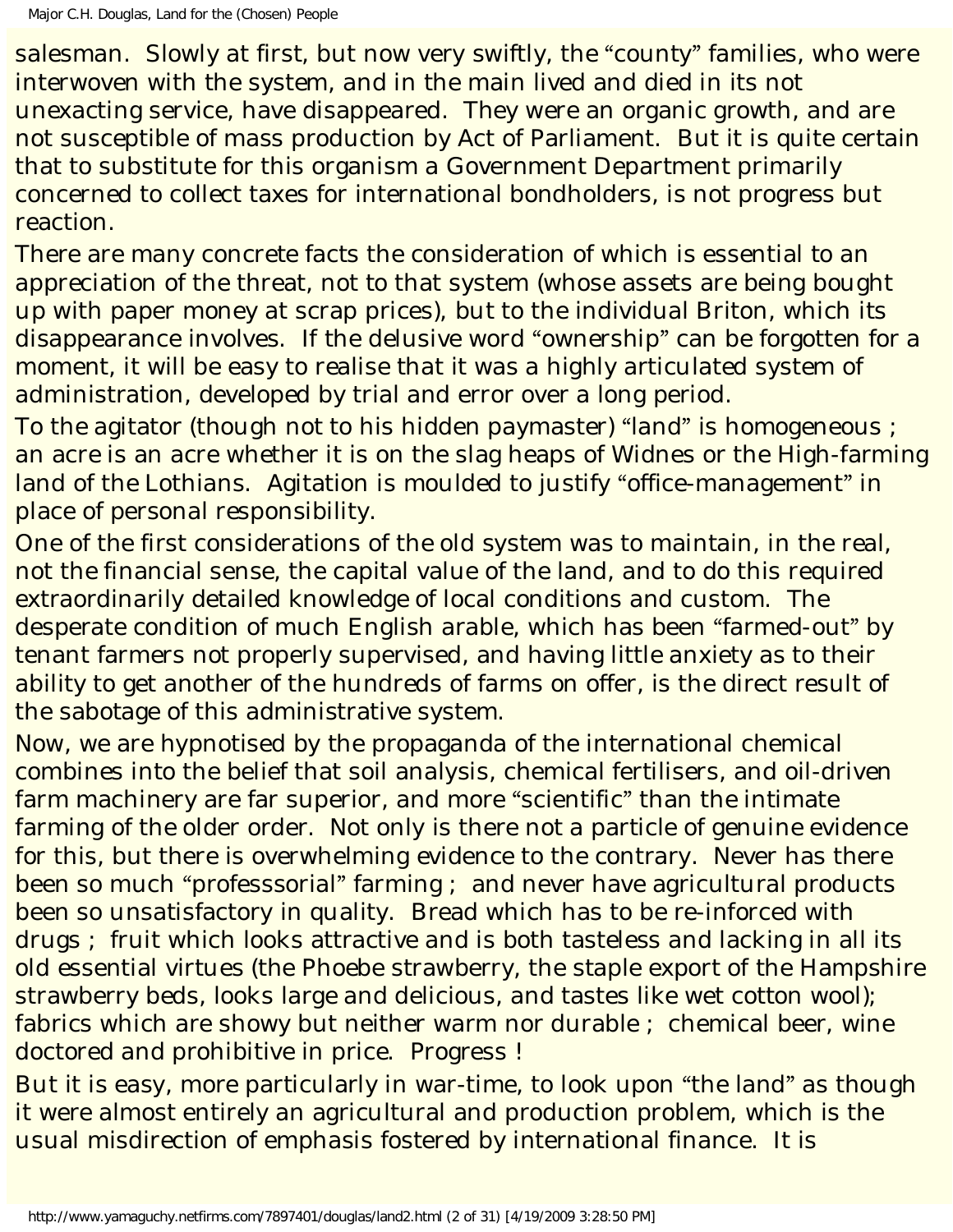salesman. Slowly at first, but now very swiftly, the "county" families, who were interwoven with the system, and in the main lived and died in its not unexacting service, have disappeared. They were an organic growth, and are not susceptible of mass production by Act of Parliament. But it is quite certain that to substitute for this organism a Government Department primarily concerned to collect taxes for international bondholders, is not progress but reaction.

There are many concrete facts the consideration of which is essential to an appreciation of the threat, not to that system (whose assets are being bought up with paper money at scrap prices), but to the individual Briton, which its disappearance involves. If the delusive word "ownership" can be forgotten for a moment, it will be easy to realise that it was a highly articulated system of administration, developed by trial and error over a long period.

To the agitator (though not to his hidden paymaster) "land" is homogeneous ; an acre is an acre whether it is on the slag heaps of Widnes or the High-farming land of the Lothians. Agitation is moulded to justify "office-management" in place of personal responsibility.

One of the first considerations of the old system was to maintain, in the real, not the financial sense, the capital value of the land, and to do this required extraordinarily detailed knowledge of local conditions and custom. The desperate condition of much English arable, which has been "farmed-out" by tenant farmers not properly supervised, and having little anxiety as to their ability to get another of the hundreds of farms on offer, is the direct result of the sabotage of this administrative system.

Now, we are hypnotised by the propaganda of the international chemical combines into the belief that soil analysis, chemical fertilisers, and oil-driven farm machinery are far superior, and more "scientific" than the intimate farming of the older order. Not only is there not a particle of genuine evidence for this, but there is overwhelming evidence to the contrary. Never has there been so much "professsorial" farming ; and never have agricultural products been so unsatisfactory in quality. Bread which has to be re-inforced with drugs ; fruit which looks attractive and is both tasteless and lacking in all its old essential virtues (the Phoebe strawberry, the staple export of the Hampshire strawberry beds, looks large and delicious, and tastes like wet cotton wool); fabrics which are showy but neither warm nor durable ; chemical beer, wine doctored and prohibitive in price. Progress !

But it is easy, more particularly in war-time, to look upon "the land" as though it were almost entirely an agricultural and production problem, which is the usual misdirection of emphasis fostered by international finance. It is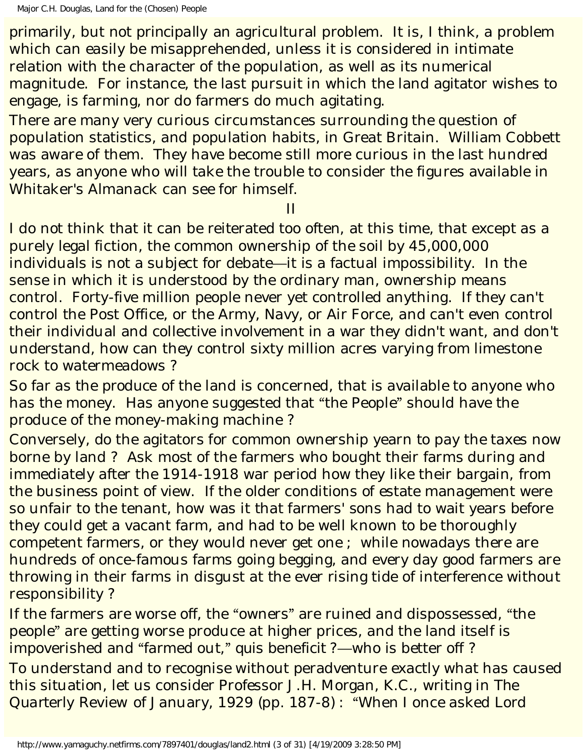primarily, but not principally an agricultural problem. It is, I think, a problem which can easily be misapprehended, unless it is considered in intimate relation with the character of the population, as well as its numerical magnitude. For instance, the last pursuit in which the land agitator wishes to engage, is farming, nor do farmers do much agitating.

There are many very curious circumstances surrounding the question of population statistics, and population habits, in Great Britain. William Cobbett was aware of them. They have become still more curious in the last hundred years, as anyone who will take the trouble to consider the figures available in Whitaker's Almanack can see for himself.

## II

I do not think that it can be reiterated too often, at this time, that except as a purely legal fiction, the common ownership of the soil by 45,000,000 individuals is not a subject for debate—it is a factual impossibility. In the sense in which it is understood by the ordinary man, ownership means control. Forty-five million people never yet controlled anything. If they can't control the Post Office, or the Army, Navy, or Air Force, and can't even control their individual and collective involvement in a war they didn't want, and don't understand, how can they control sixty million acres varying from limestone rock to watermeadows ?

So far as the produce of the land is concerned, that is available to anyone who has the money. Has anyone suggested that "the People" should have the produce of the money-making machine ?

Conversely, do the agitators for common ownership yearn to pay the taxes now borne by land ? Ask most of the farmers who bought their farms during and immediately after the 1914-1918 war period how they like their bargain, from the business point of view. If the older conditions of estate management were so unfair to the tenant, how was it that farmers' sons had to wait years before they could get a vacant farm, and had to be well known to be thoroughly competent farmers, or they would never get one ; while nowadays there are hundreds of once-famous farms going begging, and every day good farmers are throwing in their farms in disgust at the ever rising tide of interference without responsibility ?

If the farmers are worse off, the "owners" are ruined and dispossessed, "the people" are getting worse produce at higher prices, and the land itself is impoverished and "farmed out," quis beneficit ?—who is better off ?

To understand and to recognise without peradventure exactly what has caused this situation, let us consider Professor J.H. Morgan, K.C., writing in The Quarterly Review of January, 1929 (pp. 187-8) : "When I once asked Lord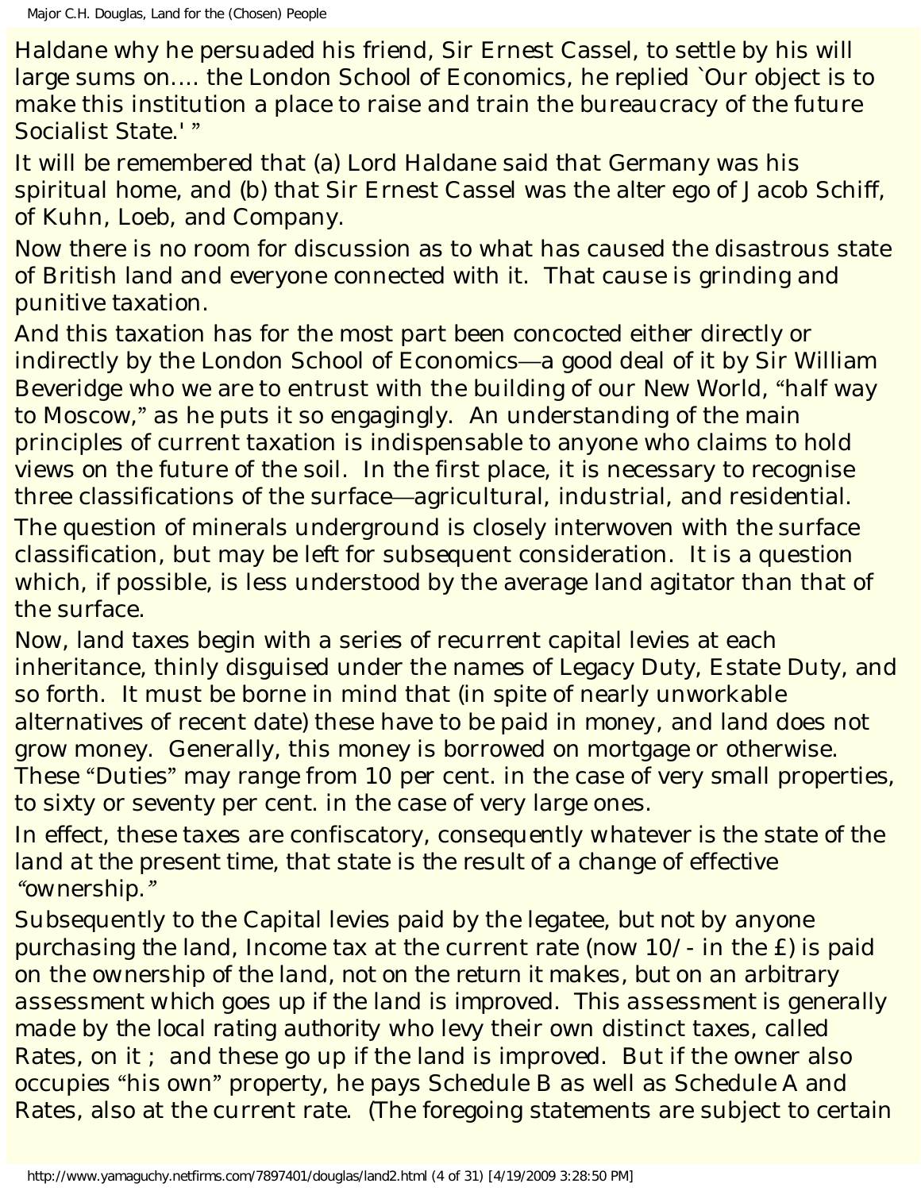Haldane why he persuaded his friend, Sir Ernest Cassel, to settle by his will large sums on.... the London School of Economics, he replied `Our object is to make this institution a place to raise and train the bureaucracy of the future Socialist State.' "

It will be remembered that (a) Lord Haldane said that Germany was his spiritual home, and (b) that Sir Ernest Cassel was the alter ego of Jacob Schiff, of Kuhn, Loeb, and Company.

Now there is no room for discussion as to what has caused the disastrous state of British land and everyone connected with it. That cause is grinding and punitive taxation.

And this taxation has for the most part been concocted either directly or indirectly by the London School of Economics—a good deal of it by Sir William Beveridge who we are to entrust with the building of our New World, "half way to Moscow," as he puts it so engagingly. An understanding of the main principles of current taxation is indispensable to anyone who claims to hold views on the future of the soil. In the first place, it is necessary to recognise three classifications of the surface—agricultural, industrial, and residential. The question of minerals underground is closely interwoven with the surface classification, but may be left for subsequent consideration. It is a question which, if possible, is less understood by the average land agitator than that of the surface.

Now, land taxes begin with a series of recurrent capital levies at each inheritance, thinly disguised under the names of Legacy Duty, Estate Duty, and so forth. It must be borne in mind that (in spite of nearly unworkable alternatives of recent date) these have to be paid in money, and land does not grow money. Generally, this money is borrowed on mortgage or otherwise. These "Duties" may range from 10 per cent. in the case of very small properties, to sixty or seventy per cent. in the case of very large ones.

In effect, these taxes are confiscatory, consequently whatever is the state of the land at the present time, that state is the result of a change of effective *"ownership."*

Subsequently to the Capital levies paid by the legatee, but not by anyone purchasing the land, Income tax at the current rate (now 10/- in the £) is paid on the ownership of the land, not on the return it makes, but on an arbitrary assessment which goes up if the land is improved. This assessment is generally made by the local rating authority who levy their own distinct taxes, called Rates, on it ; and these go up if the land is improved. But if the owner also occupies "his own" property, he pays Schedule B as well as Schedule A and Rates, also at the current rate. (The foregoing statements are subject to certain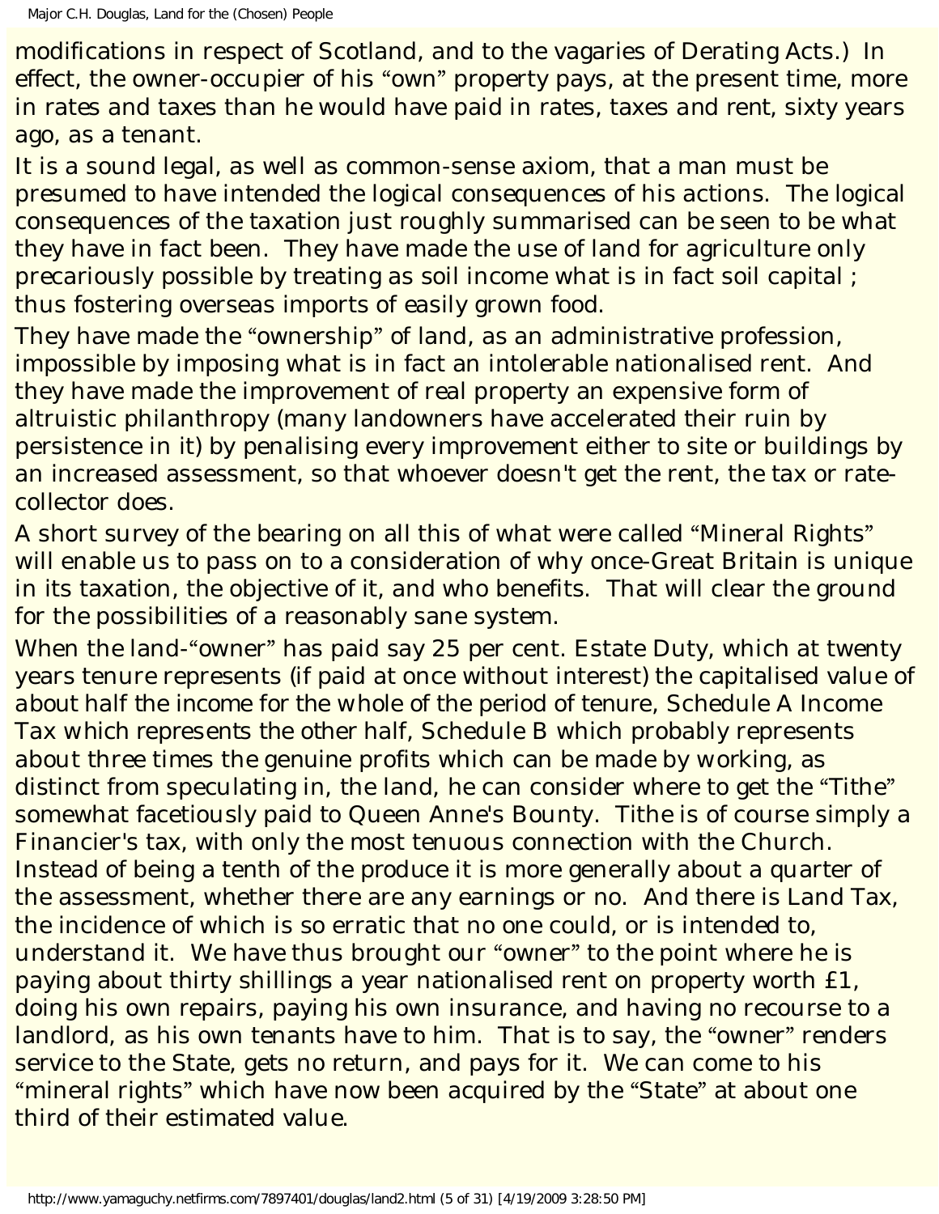modifications in respect of Scotland, and to the vagaries of Derating Acts.) In effect, the owner-occupier of his "own" property pays, at the present time, more in rates and taxes than he would have paid in rates, taxes and rent, sixty years ago, as a tenant.

It is a sound legal, as well as common-sense axiom, that a man must be presumed to have intended the logical consequences of his actions. The logical consequences of the taxation just roughly summarised can be seen to be what they have in fact been. They have made the use of land for agriculture only precariously possible by treating as soil income what is in fact soil capital ; thus fostering overseas imports of easily grown food.

They have made the "ownership" of land, as an administrative profession, impossible by imposing what is in fact an intolerable nationalised rent. And they have made the improvement of real property an expensive form of altruistic philanthropy (many landowners have accelerated their ruin by persistence in it) by penalising every improvement either to site or buildings by an increased assessment, so that whoever doesn't get the rent, the tax or rate-collector does.

A short survey of the bearing on all this of what were called "Mineral Rights" will enable us to pass on to a consideration of why once-Great Britain is unique in its taxation, the objective of it, and who benefits. That will clear the ground for the possibilities of a reasonably sane system.

When the land-"owner" has paid say 25 per cent. Estate Duty, which at twenty years tenure represents (if paid at once without interest) the capitalised value of about half the income for the whole of the period of tenure, Schedule A Income Tax which represents the other half, Schedule B which probably represents about three times the genuine profits which can be made by working, as distinct from speculating in, the land, he can consider where to get the "Tithe" somewhat facetiously paid to Queen Anne's Bounty. Tithe is of course simply a Financier's tax, with only the most tenuous connection with the Church. Instead of being a tenth of the produce it is more generally about a quarter of the assessment, whether there are any earnings or no. And there is Land Tax, the incidence of which is so erratic that no one could, or is intended to, understand it. We have thus brought our "owner" to the point where he is paying about thirty shillings a year nationalised rent on property worth £1, doing his own repairs, paying his own insurance, and having no recourse to a landlord, as his own tenants have to him. That is to say, the "owner" renders service to the State, gets no return, and pays for it. We can come to his "mineral rights" which have now been acquired by the "State" at about one third of their estimated value.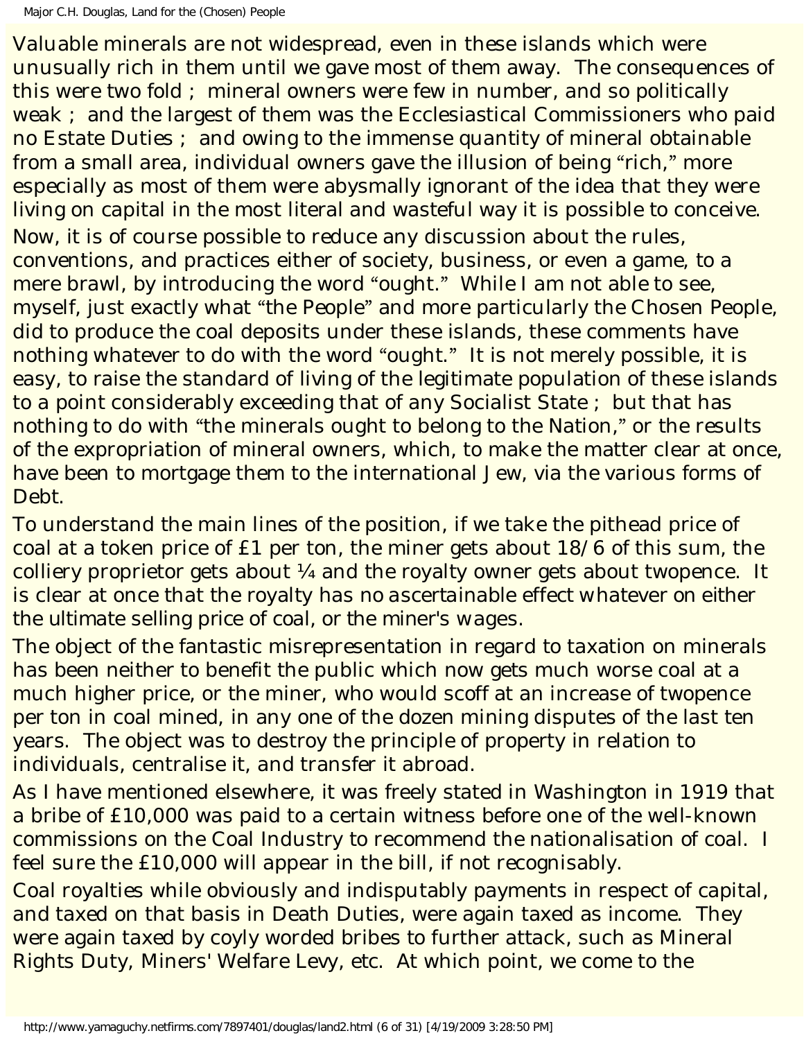Valuable minerals are not widespread, even in these islands which were unusually rich in them until we gave most of them away. The consequences of this were two fold ; mineral owners were few in number, and so politically weak ; and the largest of them was the Ecclesiastical Commissioners who paid no Estate Duties ; and owing to the immense quantity of mineral obtainable from a small area, individual owners gave the illusion of being "rich," more especially as most of them were abysmally ignorant of the idea that they were living on capital in the most literal and wasteful way it is possible to conceive.

Now, it is of course possible to reduce any discussion about the rules, conventions, and practices either of society, business, or even a game, to a mere brawl, by introducing the word "ought." While I am not able to see, myself, just exactly what "the People" and more particularly the Chosen People, did to produce the coal deposits under these islands, these comments have nothing whatever to do with the word "ought." It is not merely possible, it is easy, to raise the standard of living of the legitimate population of these islands to a point considerably exceeding that of any Socialist State ; but that has nothing to do with "the minerals ought to belong to the Nation," or the results of the expropriation of mineral owners, which, to make the matter clear at once, have been to mortgage them to the international Jew, via the various forms of Debt.

To understand the main lines of the position, if we take the pithead price of coal at a token price of £1 per ton, the miner gets about 18/6 of this sum, the colliery proprietor gets about ¼ and the royalty owner gets about twopence. It is clear at once that the royalty has no ascertainable effect whatever on either the ultimate selling price of coal, or the miner's wages.

The object of the fantastic misrepresentation in regard to taxation on minerals has been neither to benefit the public which now gets much worse coal at a much higher price, or the miner, who would scoff at an increase of twopence per ton in coal mined, in any one of the dozen mining disputes of the last ten years. The object was to destroy the principle of property in relation to individuals, centralise it, and transfer it abroad.

As I have mentioned elsewhere, it was freely stated in Washington in 1919 that a bribe of £10,000 was paid to a certain witness before one of the well-known commissions on the Coal Industry to recommend the nationalisation of coal. I feel sure the £10,000 will appear in the bill, if not recognisably.

Coal royalties while obviously and indisputably payments in respect of capital, and taxed on that basis in Death Duties, were again taxed as income. They were again taxed by coyly worded bribes to further attack, such as Mineral Rights Duty, Miners' Welfare Levy, etc. At which point, we come to the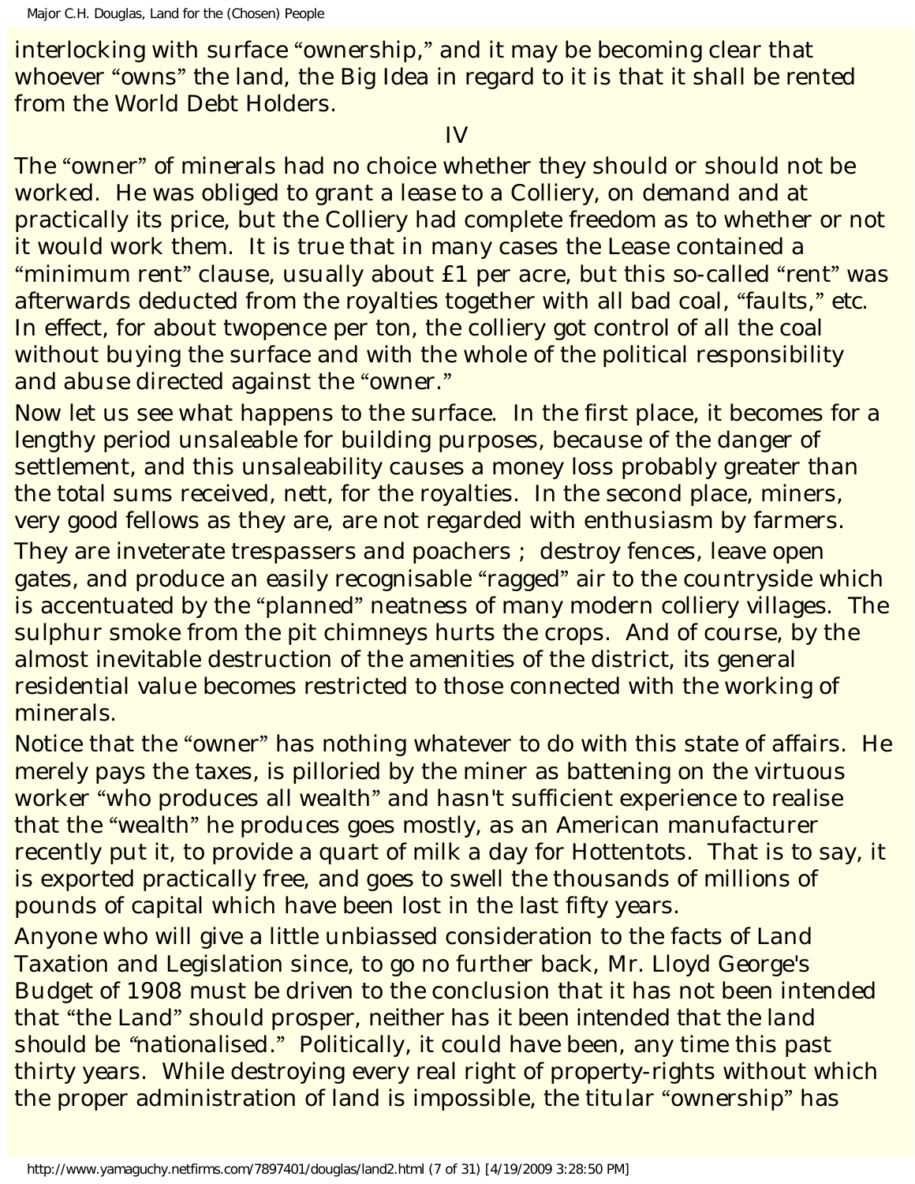interlocking with surface "ownership," and it may be becoming clear that whoever "owns" the land, the Big Idea in regard to it is that it shall be rented from the World Debt Holders.

IV

The "owner" of minerals had no choice whether they should or should not be worked. He was obliged to grant a lease to a Colliery, on demand and at practically its price, but the Colliery had complete freedom as to whether or not it would work them. It is true that in many cases the Lease contained a "minimum rent" clause, usually about £1 per acre, but this so-called "rent" was afterwards deducted from the royalties together with all bad coal, "faults," etc. In effect, for about twopence per ton, the colliery got control of all the coal without buying the surface and with the whole of the political responsibility and abuse directed against the "owner."

Now let us see what happens to the surface. In the first place, it becomes for a lengthy period unsaleable for building purposes, because of the danger of settlement, and this unsaleability causes a money loss probably greater than the total sums received, nett, for the royalties. In the second place, miners, very good fellows as they are, are not regarded with enthusiasm by farmers. They are inveterate trespassers and poachers ; destroy fences, leave open gates, and produce an easily recognisable "ragged" air to the countryside which is accentuated by the "planned" neatness of many modern colliery villages. The sulphur smoke from the pit chimneys hurts the crops. And of course, by the almost inevitable destruction of the amenities of the district, its general residential value becomes restricted to those connected with the working of minerals.

Notice that the "owner" has nothing whatever to do with this state of affairs. He merely pays the taxes, is pilloried by the miner as battening on the virtuous worker "who produces all wealth" and hasn't sufficient experience to realise that the "wealth" he produces goes mostly, as an American manufacturer recently put it, to provide a quart of milk a day for Hottentots. That is to say, it is exported practically free, and goes to swell the thousands of millions of pounds of capital which have been lost in the last fifty years.

Anyone who will give a little unbiassed consideration to the facts of Land Taxation and Legislation since, to go no further back, Mr. Lloyd George's Budget of 1908 must be driven to the conclusion that it has not been intended that "the Land" should prosper, neither has it been intended that the land should be "nationalised." Politically, it could have been, any time this past thirty years. While destroying every real right of property-rights without which the proper administration of land is impossible, the titular "ownership" has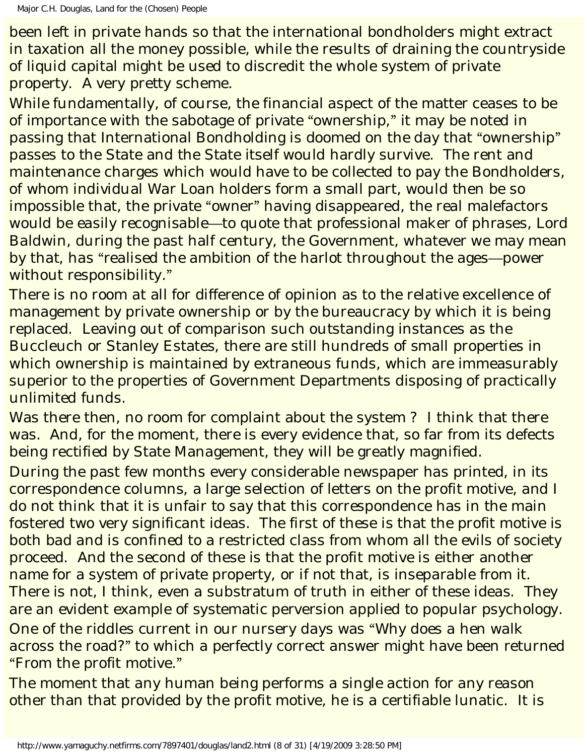been left in private hands so that the international bondholders might extract in taxation all the money possible, while the results of draining the countryside of liquid capital might be used to discredit the whole system of private property. A very pretty scheme.

While fundamentally, of course, the financial aspect of the matter ceases to be of importance with the sabotage of private "ownership," it may be noted in passing that International Bondholding is doomed on the day that "ownership" passes to the State and the State itself would hardly survive. The rent and maintenance charges which would have to be collected to pay the Bondholders, of whom individual War Loan holders form a small part, would then be so impossible that, the private "owner" having disappeared, the real malefactors would be easily recognisable—to quote that professional maker of phrases, Lord Baldwin, during the past half century, the Government, whatever we may mean by that, has "realised the ambition of the harlot throughout the ages—power without responsibility."

There is no room at all for difference of opinion as to the relative excellence of management by private ownership or by the bureaucracy by which it is being replaced. Leaving out of comparison such outstanding instances as the Buccleuch or Stanley Estates, there are still hundreds of small properties in which ownership is maintained by extraneous funds, which are immeasurably superior to the properties of Government Departments disposing of practically unlimited funds.

Was there then, no room for complaint about the system ? I think that there was. And, for the moment, there is every evidence that, so far from its defects being rectified by State Management, they will be greatly magnified.

During the past few months every considerable newspaper has printed, in its correspondence columns, a large selection of letters on the profit motive, and I do not think that it is unfair to say that this correspondence has in the main fostered two very significant ideas. The first of these is that the profit motive is both bad and is confined to a restricted class from whom all the evils of society proceed. And the second of these is that the profit motive is either another name for a system of private property, or if not that, is inseparable from it. There is not, I think, even a substratum of truth in either of these ideas. They are an evident example of systematic perversion applied to popular psychology.

One of the riddles current in our nursery days was "Why does a hen walk across the road?" to which a perfectly correct answer might have been returned "From the profit motive."

The moment that any human being performs a single action for any reason other than that provided by the profit motive, he is a certifiable lunatic. It is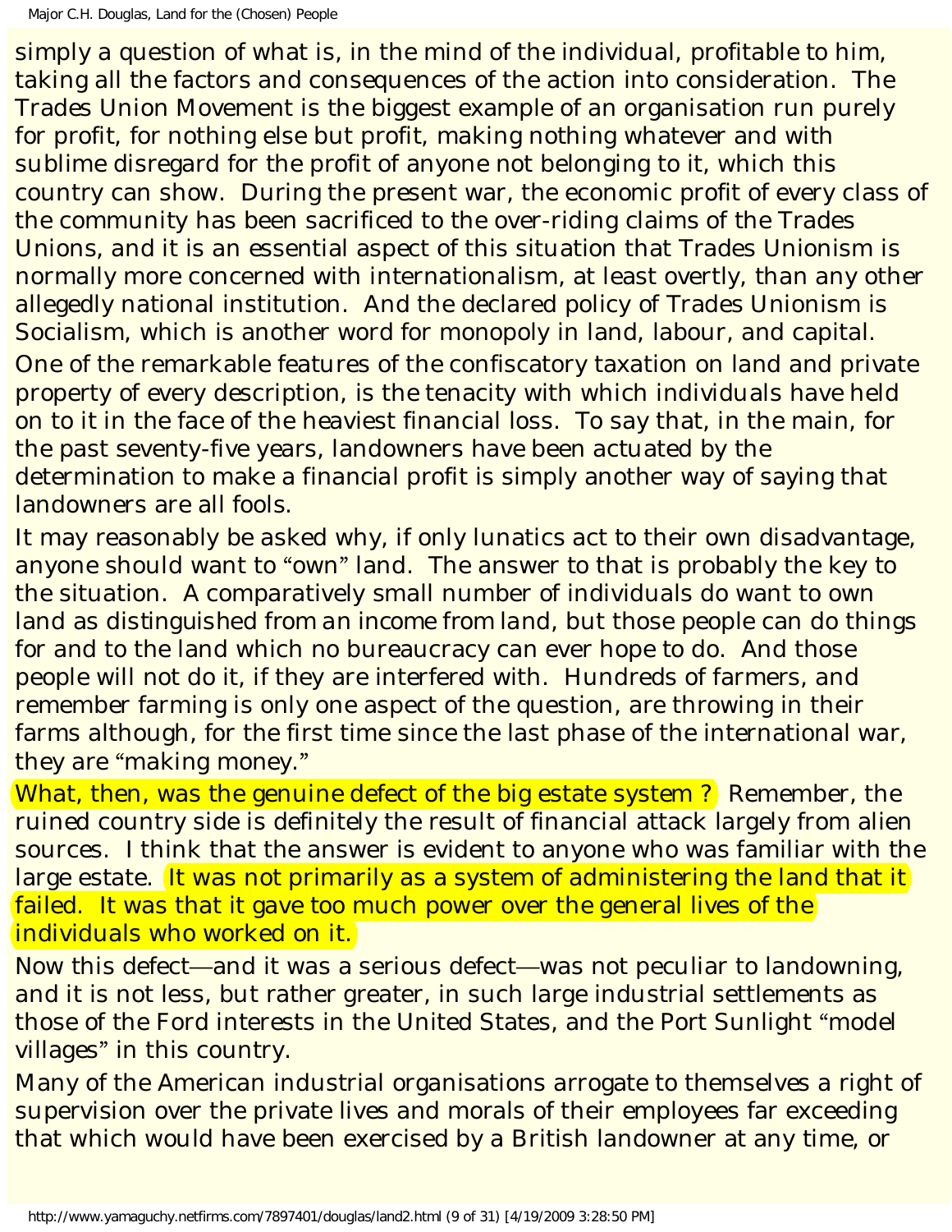simply a question of what is, in the mind of the individual, profitable to him, taking all the factors and consequences of the action into consideration. The Trades Union Movement is the biggest example of an organisation run purely for profit, for nothing else but profit, making nothing whatever and with sublime disregard for the profit of anyone not belonging to it, which this country can show. During the present war, the economic profit of every class of the community has been sacrificed to the over-riding claims of the Trades Unions, and it is an essential aspect of this situation that Trades Unionism is normally more concerned with internationalism, at least overtly, than any other allegedly national institution. And the declared policy of Trades Unionism is Socialism, which is another word for monopoly in land, labour, and capital.

One of the remarkable features of the confiscatory taxation on land and private property of every description, is the tenacity with which individuals have held on to it in the face of the heaviest financial loss. To say that, in the main, for the past seventy-five years, landowners have been actuated by the determination to make a financial profit is simply another way of saying that landowners are all fools.

It may reasonably be asked why, if only lunatics act to their own disadvantage, anyone should want to "own" land. The answer to that is probably the key to the situation. A comparatively small number of individuals do want to own land as distinguished from an income from land, but those people can do things for and to the land which no bureaucracy can ever hope to do. And those people will not do it, if they are interfered with. Hundreds of farmers, and remember farming is only one aspect of the question, are throwing in their farms although, for the first time since the last phase of the international war, they are "making money."

What, then, was the genuine defect of the big estate system ? Remember, the ruined country side is definitely the result of financial attack largely from alien sources. I think that the answer is evident to anyone who was familiar with the large estate. It was not primarily as a system of administering the land that it failed. It was that it gave too much power over the general lives of the individuals who worked on it.

Now this defect—and it was a serious defect—was not peculiar to landowning, and it is not less, but rather greater, in such large industrial settlements as those of the Ford interests in the United States, and the Port Sunlight "model villages" in this country.

Many of the American industrial organisations arrogate to themselves a right of supervision over the private lives and morals of their employees far exceeding that which would have been exercised by a British landowner at any time, or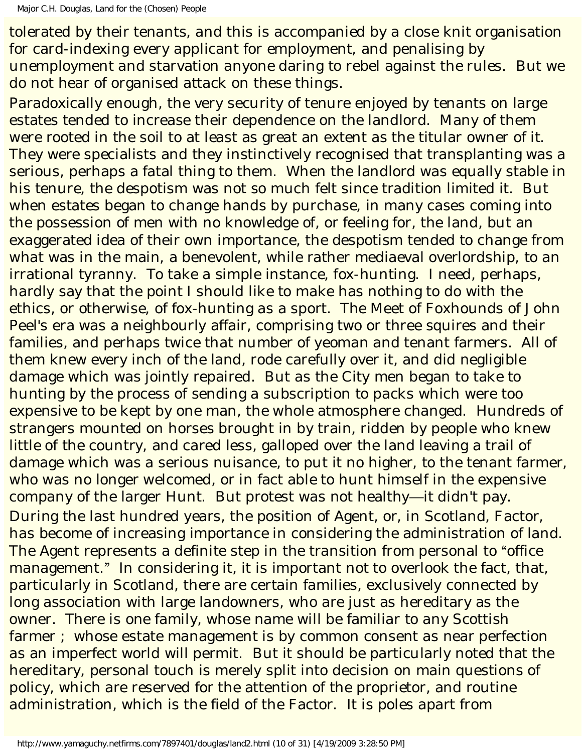tolerated by their tenants, and this is accompanied by a close knit organisation for card-indexing every applicant for employment, and penalising by unemployment and starvation anyone daring to rebel against the rules. But we do not hear of organised attack on these things.

Paradoxically enough, the very security of tenure enjoyed by tenants on large estates tended to increase their dependence on the landlord. Many of them were rooted in the soil to at least as great an extent as the titular owner of it. They were specialists and they instinctively recognised that transplanting was a serious, perhaps a fatal thing to them. When the landlord was equally stable in his tenure, the despotism was not so much felt since tradition limited it. But when estates began to change hands by purchase, in many cases coming into the possession of men with no knowledge of, or feeling for, the land, but an exaggerated idea of their own importance, the despotism tended to change from what was in the main, a benevolent, while rather mediaeval overlordship, to an irrational tyranny. To take a simple instance, fox-hunting. I need, perhaps, hardly say that the point I should like to make has nothing to do with the ethics, or otherwise, of fox-hunting as a sport. The Meet of Foxhounds of John Peel's era was a neighbourly affair, comprising two or three squires and their families, and perhaps twice that number of yeoman and tenant farmers. All of them knew every inch of the land, rode carefully over it, and did negligible damage which was jointly repaired. But as the City men began to take to hunting by the process of sending a subscription to packs which were too expensive to be kept by one man, the whole atmosphere changed. Hundreds of strangers mounted on horses brought in by train, ridden by people who knew little of the country, and cared less, galloped over the land leaving a trail of damage which was a serious nuisance, to put it no higher, to the tenant farmer, who was no longer welcomed, or in fact able to hunt himself in the expensive company of the larger Hunt. But protest was not healthy—it didn't pay.

During the last hundred years, the position of Agent, or, in Scotland, Factor, has become of increasing importance in considering the administration of land. The Agent represents a definite step in the transition from personal to "office management." In considering it, it is important not to overlook the fact, that, particularly in Scotland, there are certain families, exclusively connected by long association with large landowners, who are just as hereditary as the owner. There is one family, whose name will be familiar to any Scottish farmer ; whose estate management is by common consent as near perfection as an imperfect world will permit. But it should be particularly noted that the hereditary, personal touch is merely split into decision on main questions of policy, which are reserved for the attention of the proprietor, and routine administration, which is the field of the Factor. It is poles apart from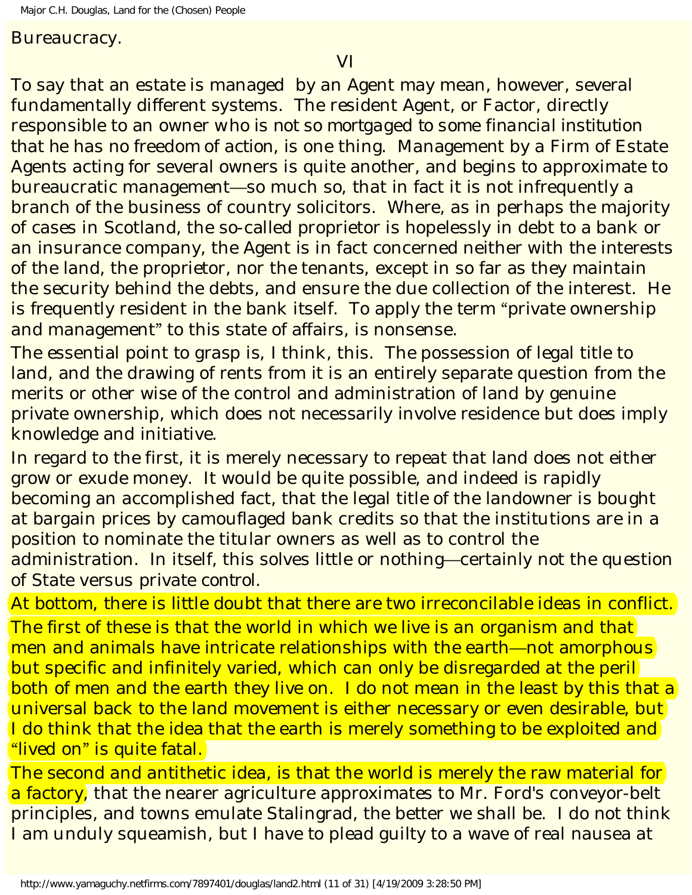Bureaucracy.

VI

To say that an estate is managed by an Agent may mean, however, several fundamentally different systems. The resident Agent, or Factor, directly responsible to an owner who is not so mortgaged to some financial institution that he has no freedom of action, is one thing. Management by a Firm of Estate Agents acting for several owners is quite another, and begins to approximate to bureaucratic management—so much so, that in fact it is not infrequently a branch of the business of country solicitors. Where, as in perhaps the majority of cases in Scotland, the so-called proprietor is hopelessly in debt to a bank or an insurance company, the Agent is in fact concerned neither with the interests of the land, the proprietor, nor the tenants, except in so far as they maintain the security behind the debts, and ensure the due collection of the interest. He is frequently resident in the bank itself. To apply the term "private ownership and management" to this state of affairs, is nonsense.

The essential point to grasp is, I think, this. The possession of legal title to land, and the drawing of rents from it is an entirely separate question from the merits or other wise of the control and administration of land by genuine private ownership, which does not necessarily involve residence but does imply knowledge and initiative.

In regard to the first, it is merely necessary to repeat that land does not either grow or exude money. It would be quite possible, and indeed is rapidly becoming an accomplished fact, that the legal title of the landowner is bought at bargain prices by camouflaged bank credits so that the institutions are in a position to nominate the titular owners as well as to control the administration. In itself, this solves little or nothing—certainly not the question of State versus private control.

At bottom, there is little doubt that there are two irreconcilable ideas in conflict.

The first of these is that the world in which we live is an organism and that men and animals have intricate relationships with the earth—not amorphous but specific and infinitely varied, which can only be disregarded at the peril both of men and the earth they live on. I do not mean in the least by this that a universal back to the land movement is either necessary or even desirable, but I do think that the idea that the earth is merely something to be exploited and "lived on" is quite fatal.

The second and antithetic idea, is that the world is merely the raw material for a factory, that the nearer agriculture approximates to Mr. Ford's conveyor-belt principles, and towns emulate Stalingrad, the better we shall be. I do not think I am unduly squeamish, but I have to plead guilty to a wave of real nausea at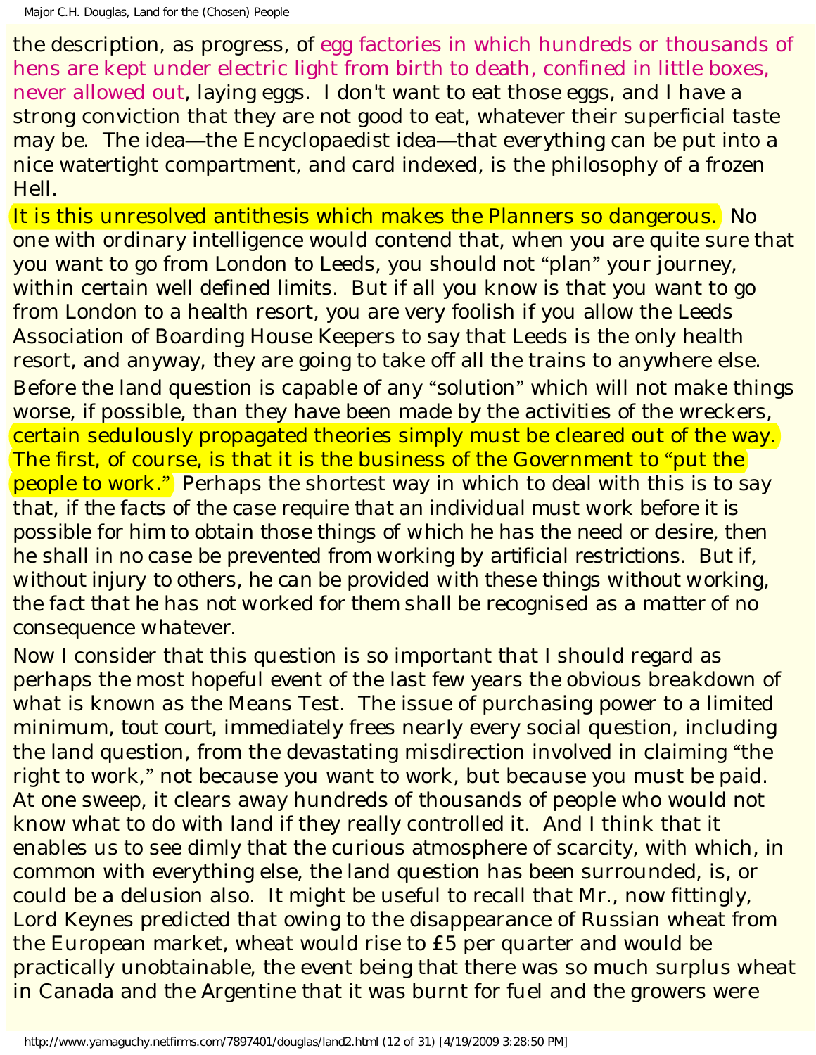the description, as progress, of egg factories in which hundreds or thousands of hens are kept under electric light from birth to death, confined in little boxes, never allowed out, laying eggs. I don't want to eat those eggs, and I have a strong conviction that they are not good to eat, whatever their superficial taste may be. The idea—the Encyclopaedist idea—that everything can be put into a nice watertight compartment, and card indexed, is the philosophy of a frozen Hell.

It is this unresolved antithesis which makes the Planners so dangerous. No one with ordinary intelligence would contend that, when you are quite sure that you want to go from London to Leeds, you should not "plan" your journey, within certain well defined limits. But if all you know is that you want to go from London to a health resort, you are very foolish if you allow the Leeds Association of Boarding House Keepers to say that Leeds is the only health resort, and anyway, they are going to take off all the trains to anywhere else.

Before the land question is capable of any "solution" which will not make things worse, if possible, than they have been made by the activities of the wreckers, certain sedulously propagated theories simply must be cleared out of the way. The first, of course, is that it is the business of the Government to "put the people to work." Perhaps the shortest way in which to deal with this is to say that, if the facts of the case require that an individual must work before it is possible for him to obtain those things of which he has the need or desire, then he shall in no case be prevented from working by artificial restrictions. But if, without injury to others, he can be provided with these things without working, the fact that he has not worked for them shall be recognised as a matter of no consequence whatever.

Now I consider that this question is so important that I should regard as perhaps the most hopeful event of the last few years the obvious breakdown of what is known as the Means Test. The issue of purchasing power to a limited minimum, tout court, immediately frees nearly every social question, including the land question, from the devastating misdirection involved in claiming "the right to work," not because you want to work, but because you must be paid. At one sweep, it clears away hundreds of thousands of people who would not know what to do with land if they really controlled it. And I think that it enables us to see dimly that the curious atmosphere of scarcity, with which, in common with everything else, the land question has been surrounded, is, or could be a delusion also. It might be useful to recall that Mr., now fittingly, Lord Keynes predicted that owing to the disappearance of Russian wheat from the European market, wheat would rise to £5 per quarter and would be practically unobtainable, the event being that there was so much surplus wheat in Canada and the Argentine that it was burnt for fuel and the growers were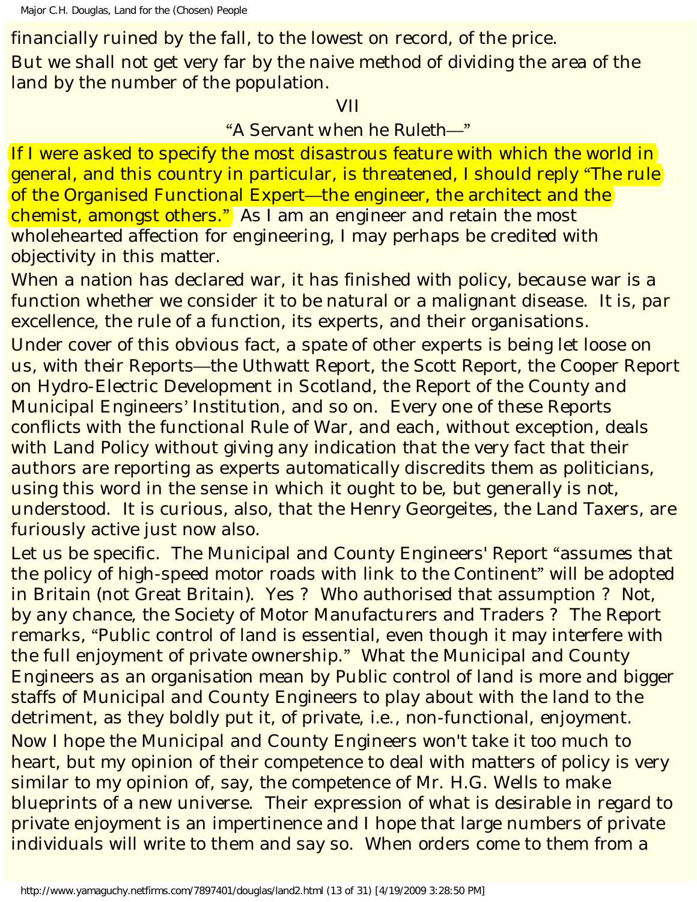financially ruined by the fall, to the lowest on record, of the price.

But we shall not get very far by the naive method of dividing the area of the land by the number of the population.

## VII

### "A Servant when he Ruleth—"

If I were asked to specify the most disastrous feature with which the world in general, and this country in particular, is threatened, I should reply "The rule of the Organised Functional Expert—the engineer, the architect and the chemist, amongst others." As I am an engineer and retain the most wholehearted affection for engineering, I may perhaps be credited with objectivity in this matter.

When a nation has declared war, it has finished with policy, because war is a function whether we consider it to be natural or a malignant disease. It is, par excellence, the rule of a function, its experts, and their organisations.

Under cover of this obvious fact, a spate of other experts is being let loose on us, with their Reports—the Uthwatt Report, the Scott Report, the Cooper Report on Hydro-Electric Development in Scotland, the Report of the County and Municipal Engineers' Institution, and so on. Every one of these Reports conflicts with the functional Rule of War, and each, without exception, deals with Land Policy without giving any indication that the very fact that their authors are reporting as experts automatically discredits them as politicians, using this word in the sense in which it ought to be, but generally is not, understood. It is curious, also, that the Henry Georgeites, the Land Taxers, are furiously active just now also.

Let us be specific. The Municipal and County Engineers' Report "assumes that the policy of high-speed motor roads with link to the Continent" will be adopted in Britain (not Great Britain). Yes ? Who authorised that assumption ? Not, by any chance, the Society of Motor Manufacturers and Traders ? The Report remarks, "Public control of land is essential, even though it may interfere with the full enjoyment of private ownership." What the Municipal and County Engineers as an organisation mean by Public control of land is more and bigger staffs of Municipal and County Engineers to play about with the land to the detriment, as they boldly put it, of private, i.e., non-functional, enjoyment.

Now I hope the Municipal and County Engineers won't take it too much to heart, but my opinion of their competence to deal with matters of policy is very similar to my opinion of, say, the competence of Mr. H.G. Wells to make blueprints of a new universe. Their expression of what is desirable in regard to private enjoyment is an impertinence and I hope that large numbers of private individuals will write to them and say so. When orders come to them from a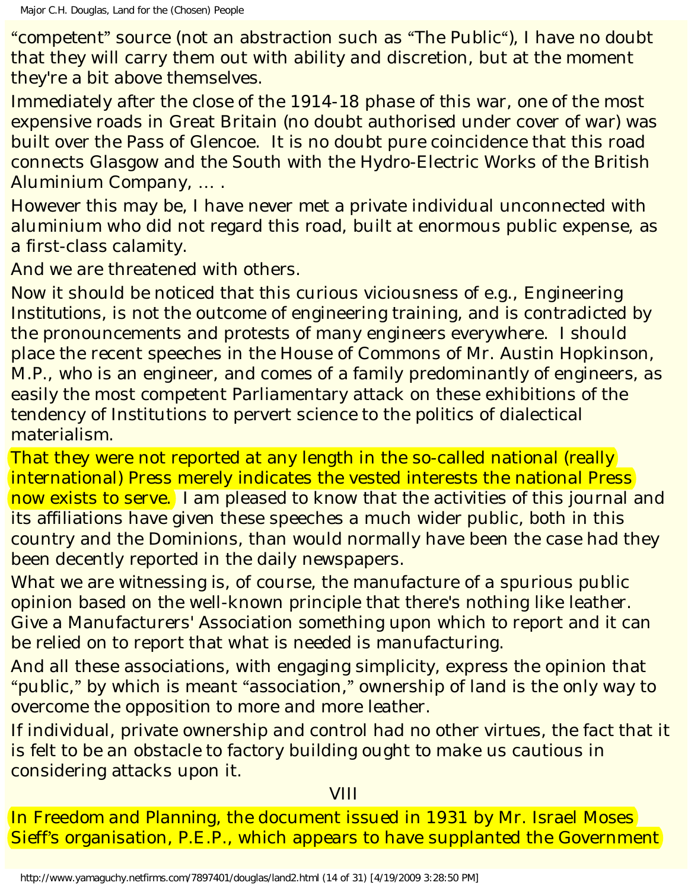"competent" source (not an abstraction such as "The Public"), I have no doubt that they will carry them out with ability and discretion, but at the moment they're a bit above themselves.

Immediately after the close of the 1914-18 phase of this war, one of the most expensive roads in Great Britain (no doubt authorised under cover of war) was built over the Pass of Glencoe. It is no doubt pure coincidence that this road connects Glasgow and the South with the Hydro-Electric Works of the British Aluminium Company, ... .

However this may be, I have never met a private individual unconnected with aluminium who did not regard this road, built at enormous public expense, as a first-class calamity.

And we are threatened with others.

Now it should be noticed that this curious viciousness of e.g., Engineering Institutions, is not the outcome of engineering training, and is contradicted by the pronouncements and protests of many engineers everywhere. I should place the recent speeches in the House of Commons of Mr. Austin Hopkinson, M.P., who is an engineer, and comes of a family predominantly of engineers, as easily the most competent Parliamentary attack on these exhibitions of the tendency of Institutions to pervert science to the politics of dialectical materialism.

That they were not reported at any length in the so-called national (really international) Press merely indicates the vested interests the national Press now exists to serve. I am pleased to know that the activities of this journal and its affiliations have given these speeches a much wider public, both in this country and the Dominions, than would normally have been the case had they been decently reported in the daily newspapers.

What we are witnessing is, of course, the manufacture of a spurious public opinion based on the well-known principle that there's nothing like leather. Give a Manufacturers' Association something upon which to report and it can be relied on to report that what is needed is manufacturing.

And all these associations, with engaging simplicity, express the opinion that "public," by which is meant "association," ownership of land is the only way to overcome the opposition to more and more leather.

If individual, private ownership and control had no other virtues, the fact that it is felt to be an obstacle to factory building ought to make us cautious in considering attacks upon it.

## VIII

In Freedom and Planning, the document issued in 1931 by Mr. Israel Moses Sieff's organisation, P.E.P., which appears to have supplanted the Government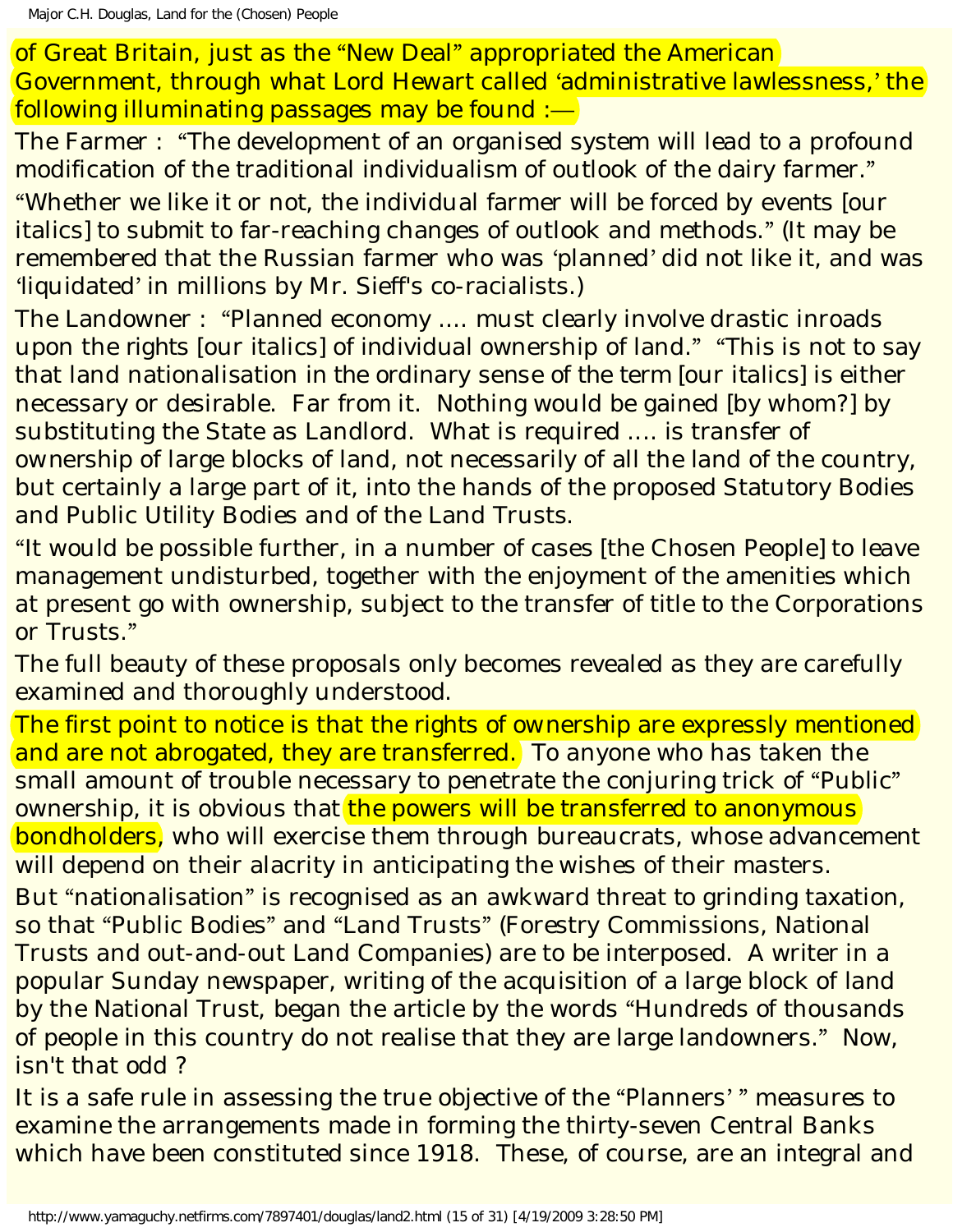of Great Britain, just as the “New Deal” appropriated the American Government, through what Lord Hewart called ‘administrative lawlessness,’ the following illuminating passages may be found :—

The Farmer : “The development of an organised system will lead to a profound modification of the traditional individualism of outlook of the dairy farmer.”

“Whether we like it or not, the individual farmer will be forced by events [our italics] to submit to far-reaching changes of outlook and methods.” (It may be remembered that the Russian farmer who was ‘planned’ did not like it, and was ‘liquidated’ in millions by Mr. Sieff's co-racialists.)

The Landowner : “Planned economy .... must clearly involve drastic inroads upon the rights [our italics] of individual ownership of land.” “This is not to say that land nationalisation in the ordinary sense of the term [our italics] is either necessary or desirable. Far from it. Nothing would be gained [by whom?] by substituting the State as Landlord. What is required .... is transfer of ownership of large blocks of land, not necessarily of all the land of the country, but certainly a large part of it, into the hands of the proposed Statutory Bodies and Public Utility Bodies and of the Land Trusts.

“It would be possible further, in a number of cases [the Chosen People] to leave management undisturbed, together with the enjoyment of the amenities which at present go with ownership, subject to the transfer of title to the Corporations or Trusts.”

The full beauty of these proposals only becomes revealed as they are carefully examined and thoroughly understood.

The first point to notice is that the rights of ownership are expressly mentioned and are not abrogated, they are transferred. To anyone who has taken the small amount of trouble necessary to penetrate the conjuring trick of “Public” ownership, it is obvious that the powers will be transferred to anonymous bondholders, who will exercise them through bureaucrats, whose advancement will depend on their alacrity in anticipating the wishes of their masters.

But “nationalisation” is recognised as an awkward threat to grinding taxation, so that “Public Bodies” and “Land Trusts” (Forestry Commissions, National Trusts and out-and-out Land Companies) are to be interposed. A writer in a popular Sunday newspaper, writing of the acquisition of a large block of land by the National Trust, began the article by the words “Hundreds of thousands of people in this country do not realise that they are large landowners.” Now, isn't that odd ?

It is a safe rule in assessing the true objective of the “Planners’ ” measures to examine the arrangements made in forming the thirty-seven Central Banks which have been constituted since 1918. These, of course, are an integral and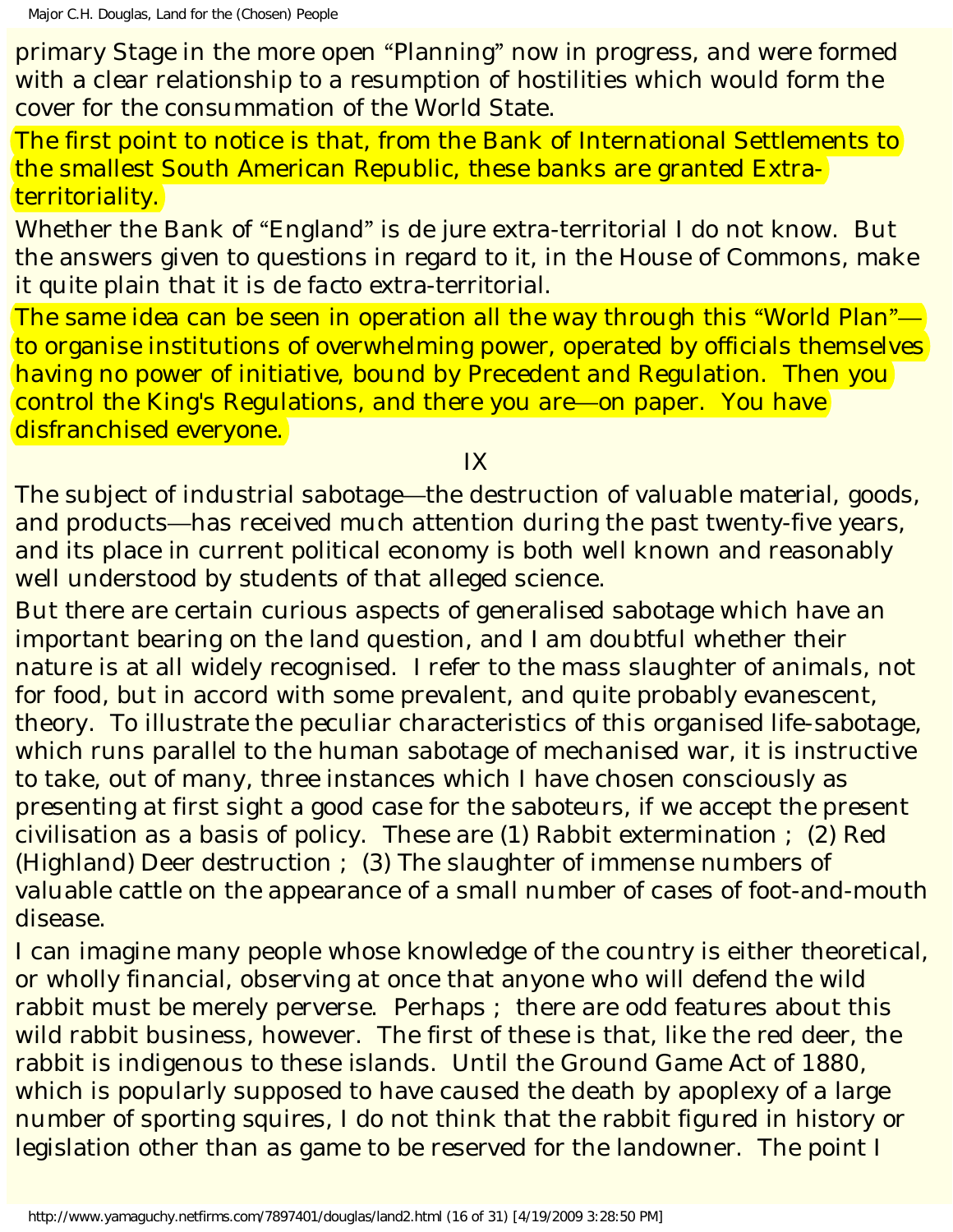primary Stage in the more open "Planning" now in progress, and were formed with a clear relationship to a resumption of hostilities which would form the cover for the consummation of the World State.

The first point to notice is that, from the Bank of International Settlements to the smallest South American Republic, these banks are granted Extra-territoriality.

Whether the Bank of "England" is *de jure* extra-territorial I do not know. But the answers given to questions in regard to it, in the House of Commons, make it quite plain that it is *de facto* extra-territorial.

The same idea can be seen in operation all the way through this "World Plan"—to organise institutions of overwhelming power, operated by officials themselves having no power of initiative, bound by Precedent and Regulation. Then you control the King's Regulations, and there you are—on paper. You have disfranchised everyone.

## IX

The subject of industrial sabotage—the destruction of valuable material, goods, and products—has received much attention during the past twenty-five years, and its place in current political economy is both well known and reasonably well understood by students of that alleged science.

But there are certain curious aspects of generalised sabotage which have an important bearing on the land question, and I am doubtful whether their nature is at all widely recognised. I refer to the mass slaughter of animals, not for food, but in accord with some prevalent, and quite probably evanescent, theory. To illustrate the peculiar characteristics of this organised life-sabotage, which runs parallel to the human sabotage of mechanised war, it is instructive to take, out of many, three instances which I have chosen consciously as presenting at first sight a good case for the saboteurs, if we accept the present civilisation as a basis of policy. These are (1) Rabbit extermination ; (2) Red (Highland) Deer destruction ; (3) The slaughter of immense numbers of valuable cattle on the appearance of a small number of cases of foot-and-mouth disease.

I can imagine many people whose knowledge of the country is either theoretical, or wholly financial, observing at once that anyone who will defend the wild rabbit must be merely perverse. Perhaps ; there are odd features about this wild rabbit business, however. The first of these is that, like the red deer, the rabbit is indigenous to these islands. Until the Ground Game Act of 1880, which is popularly supposed to have caused the death by apoplexy of a large number of sporting squires, I do not think that the rabbit figured in history or legislation other than as game to be reserved for the landowner. The point I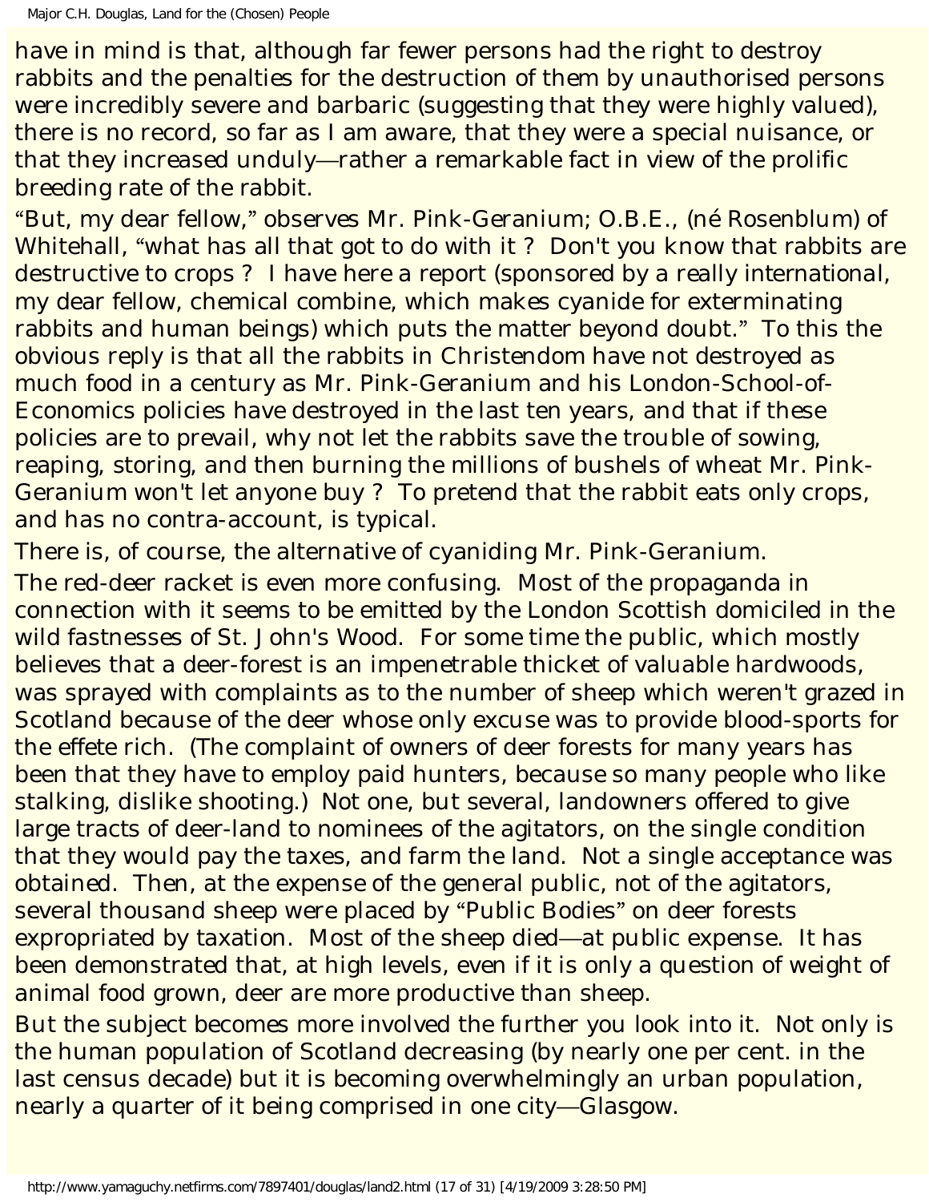have in mind is that, although far fewer persons had the right to destroy rabbits and the penalties for the destruction of them by unauthorised persons were incredibly severe and barbaric (suggesting that they were highly valued), there is no record, so far as I am aware, that they were a special nuisance, or that they increased unduly—rather a remarkable fact in view of the prolific breeding rate of the rabbit.

"But, my dear fellow," observes Mr. Pink-Geranium; O.B.E., (né Rosenblum) of Whitehall, "what has all that got to do with it ? Don't you know that rabbits are destructive to crops ? I have here a report (sponsored by a really international, my dear fellow, chemical combine, which makes cyanide for exterminating rabbits and human beings) which puts the matter beyond doubt." To this the obvious reply is that all the rabbits in Christendom have not destroyed as much food in a century as Mr. Pink-Geranium and his London-School-of-Economics policies have destroyed in the last ten years, and that if these policies are to prevail, why not let the rabbits save the trouble of sowing, reaping, storing, and then burning the millions of bushels of wheat Mr. Pink-Geranium won't let anyone buy ? To pretend that the rabbit eats only crops, and has no contra-account, is typical.

There is, of course, the alternative of cyaniding Mr. Pink-Geranium.

The red-deer racket is even more confusing. Most of the propaganda in connection with it seems to be emitted by the London Scottish domiciled in the wild fastnesses of St. John's Wood. For some time the public, which mostly believes that a deer-forest is an impenetrable thicket of valuable hardwoods, was sprayed with complaints as to the number of sheep which weren't grazed in Scotland because of the deer whose only excuse was to provide blood-sports for the effete rich. (The complaint of owners of deer forests for many years has been that they have to employ paid hunters, because so many people who like stalking, dislike shooting.) Not one, but several, landowners offered to give large tracts of deer-land to nominees of the agitators, on the single condition that they would pay the taxes, and farm the land. Not a single acceptance was obtained. Then, at the expense of the general public, not of the agitators, several thousand sheep were placed by "Public Bodies" on deer forests expropriated by taxation. Most of the sheep died—at public expense. It has been demonstrated that, at high levels, even if it is only a question of weight of animal food grown, deer are more productive than sheep.

But the subject becomes more involved the further you look into it. Not only is the human population of Scotland decreasing (by nearly one per cent. in the last census decade) but it is becoming overwhelmingly an urban population, nearly a quarter of it being comprised in one city—Glasgow.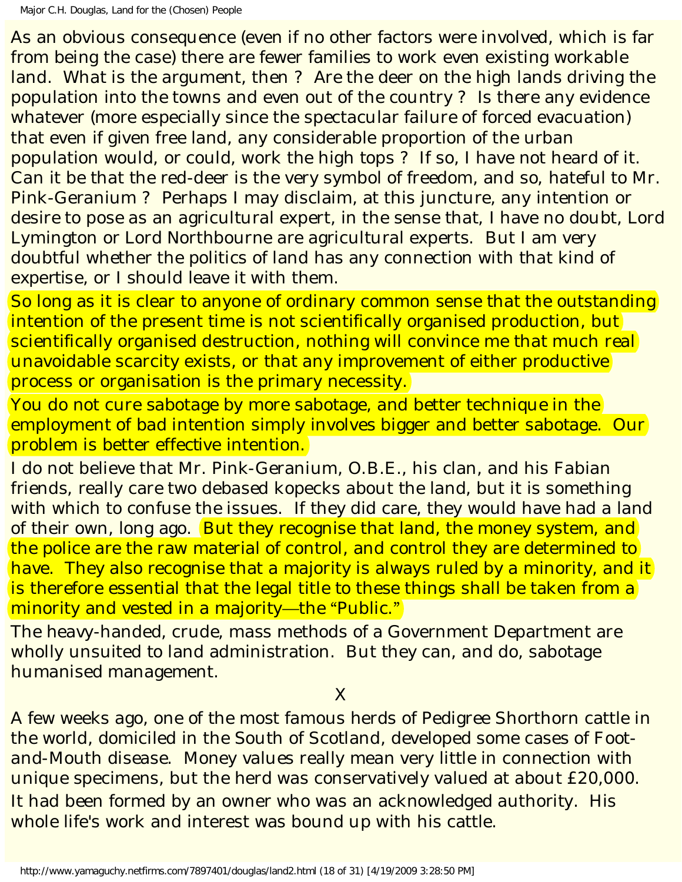As an obvious consequence (even if no other factors were involved, which is far from being the case) there are fewer families to work even existing workable land. What is the argument, then ? Are the deer on the high lands driving the population into the towns and even out of the country ? Is there any evidence whatever (more especially since the spectacular failure of forced evacuation) that even if given free land, any considerable proportion of the urban population would, or could, work the high tops ? If so, I have not heard of it. Can it be that the red-deer is the very symbol of freedom, and so, hateful to Mr. Pink-Geranium ? Perhaps I may disclaim, at this juncture, any intention or desire to pose as an agricultural expert, in the sense that, I have no doubt, Lord Lymington or Lord Northbourne are agricultural experts. But I am very doubtful whether the politics of land has any connection with that kind of expertise, or I should leave it with them.

So long as it is clear to anyone of ordinary common sense that the outstanding intention of the present time is not scientifically organised production, but scientifically organised destruction, nothing will convince me that much real unavoidable scarcity exists, or that any improvement of either productive process or organisation is the primary necessity.

You do not cure sabotage by more sabotage, and better technique in the employment of bad intention simply involves bigger and better sabotage. Our problem is better effective intention.

I do not believe that Mr. Pink-Geranium, O.B.E., his clan, and his Fabian friends, really care two debased kopecks about the land, but it is something with which to confuse the issues. If they did care, they would have had a land of their own, long ago. But they recognise that land, the money system, and the police are the raw material of control, and control they are determined to have. They also recognise that a majority is always ruled by a minority, and it is therefore essential that the legal title to these things shall be taken from a minority and vested in a majority—the "Public."

The heavy-handed, crude, mass methods of a Government Department are wholly unsuited to land administration. But they can, and do, sabotage humanised management.

## X

A few weeks ago, one of the most famous herds of Pedigree Shorthorn cattle in the world, domiciled in the South of Scotland, developed some cases of Foot-and-Mouth disease. Money values really mean very little in connection with unique specimens, but the herd was conservatively valued at about £20,000. It had been formed by an owner who was an acknowledged authority. His whole life's work and interest was bound up with his cattle.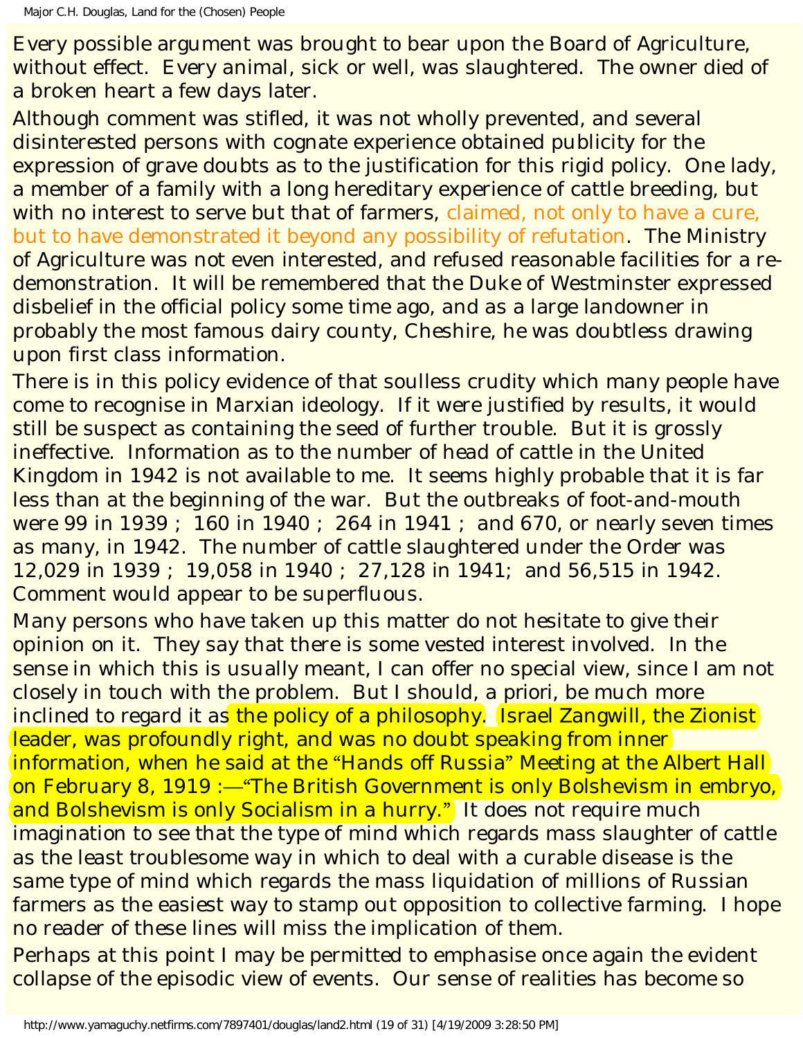Every possible argument was brought to bear upon the Board of Agriculture, without effect. Every animal, sick or well, was slaughtered. The owner died of a broken heart a few days later.

Although comment was stifled, it was not wholly prevented, and several disinterested persons with cognate experience obtained publicity for the expression of grave doubts as to the justification for this rigid policy. One lady, a member of a family with a long hereditary experience of cattle breeding, but with no interest to serve but that of farmers, claimed, not only to have a cure, but to have demonstrated it beyond any possibility of refutation. The Ministry of Agriculture was not even interested, and refused reasonable facilities for a re-demonstration. It will be remembered that the Duke of Westminster expressed disbelief in the official policy some time ago, and as a large landowner in probably the most famous dairy county, Cheshire, he was doubtless drawing upon first class information.

There is in this policy evidence of that soulless crudity which many people have come to recognise in Marxian ideology. If it were justified by results, it would still be suspect as containing the seed of further trouble. But it is grossly ineffective. Information as to the number of head of cattle in the United Kingdom in 1942 is not available to me. It seems highly probable that it is far less than at the beginning of the war. But the outbreaks of foot-and-mouth were 99 in 1939 ; 160 in 1940 ; 264 in 1941 ; and 670, or nearly seven times as many, in 1942. The number of cattle slaughtered under the Order was 12,029 in 1939 ; 19,058 in 1940 ; 27,128 in 1941; and 56,515 in 1942. Comment would appear to be superfluous.

Many persons who have taken up this matter do not hesitate to give their opinion on it. They say that there is some vested interest involved. In the sense in which this is usually meant, I can offer no special view, since I am not closely in touch with the problem. But I should, a priori, be much more inclined to regard it as the policy of a philosophy. Israel Zangwill, the Zionist leader, was profoundly right, and was no doubt speaking from inner information, when he said at the "Hands off Russia" Meeting at the Albert Hall on February 8, 1919 :—"The British Government is only Bolshevism in embryo, and Bolshevism is only Socialism in a hurry." It does not require much imagination to see that the type of mind which regards mass slaughter of cattle as the least troublesome way in which to deal with a curable disease is the same type of mind which regards the mass liquidation of millions of Russian farmers as the easiest way to stamp out opposition to collective farming. I hope no reader of these lines will miss the implication of them.

Perhaps at this point I may be permitted to emphasise once again the evident collapse of the episodic view of events. Our sense of realities has become so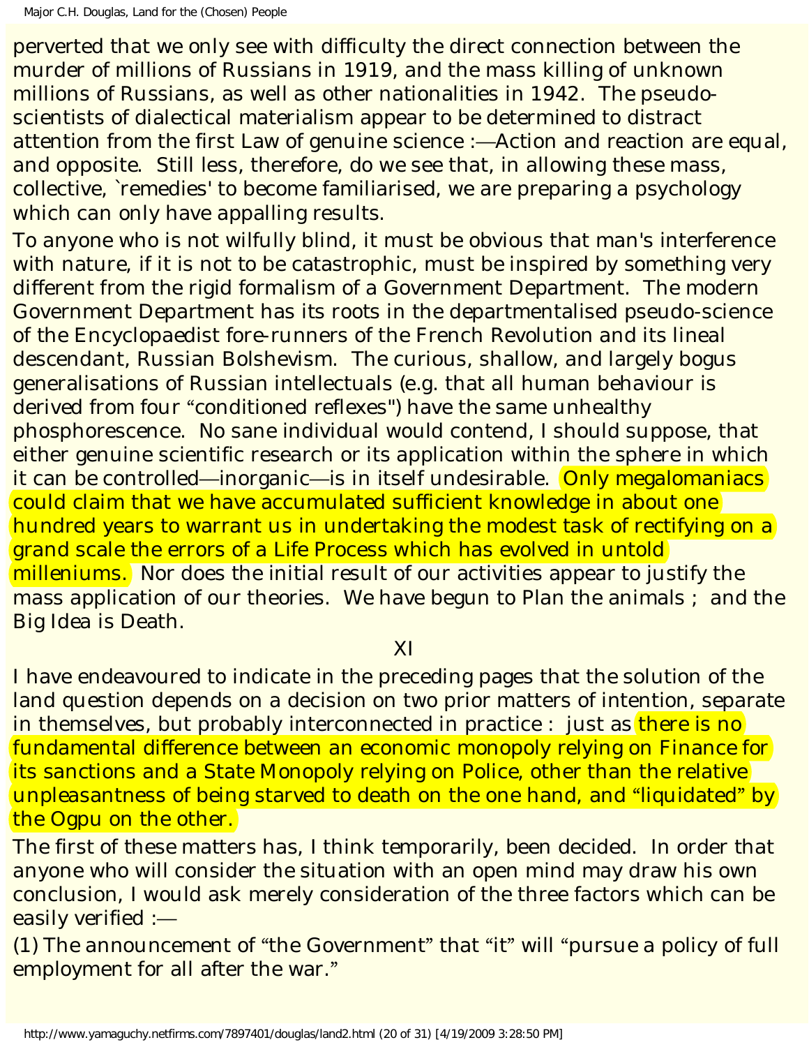perverted that we only see with difficulty the direct connection between the murder of millions of Russians in 1919, and the mass killing of unknown millions of Russians, as well as other nationalities in 1942. The pseudo-scientists of dialectical materialism appear to be determined to distract attention from the first Law of genuine science :—Action and reaction are equal, and opposite. Still less, therefore, do we see that, in allowing these mass, collective, `remedies' to become familiarised, we are preparing a psychology which can only have appalling results.

To anyone who is not wilfully blind, it must be obvious that man's interference with nature, if it is not to be catastrophic, must be inspired by something very different from the rigid formalism of a Government Department. The modern Government Department has its roots in the departmentalised pseudo-science of the Encyclopaedist fore-runners of the French Revolution and its lineal descendant, Russian Bolshevism. The curious, shallow, and largely bogus generalisations of Russian intellectuals (e.g. that all human behaviour is derived from four "conditioned reflexes") have the same unhealthy phosphorescence. No sane individual would contend, I should suppose, that either genuine scientific research or its application within the sphere in which it can be controlled—inorganic—is in itself undesirable. Only megalomaniacs could claim that we have accumulated sufficient knowledge in about one hundred years to warrant us in undertaking the modest task of rectifying on a grand scale the errors of a Life Process which has evolved in untold milleniums. Nor does the initial result of our activities appear to justify the mass application of our theories. We have begun to Plan the animals ; and the Big Idea is Death.

## XI

I have endeavoured to indicate in the preceding pages that the solution of the land question depends on a decision on two prior matters of intention, separate in themselves, but probably interconnected in practice : just as there is no fundamental difference between an economic monopoly relying on Finance for its sanctions and a State Monopoly relying on Police, other than the relative unpleasantness of being starved to death on the one hand, and "liquidated" by the Ogpu on the other.

The first of these matters has, I think temporarily, been decided. In order that anyone who will consider the situation with an open mind may draw his own conclusion, I would ask merely consideration of the three factors which can be easily verified :—

(1) The announcement of "the Government" that "it" will "pursue a policy of full employment for all after the war."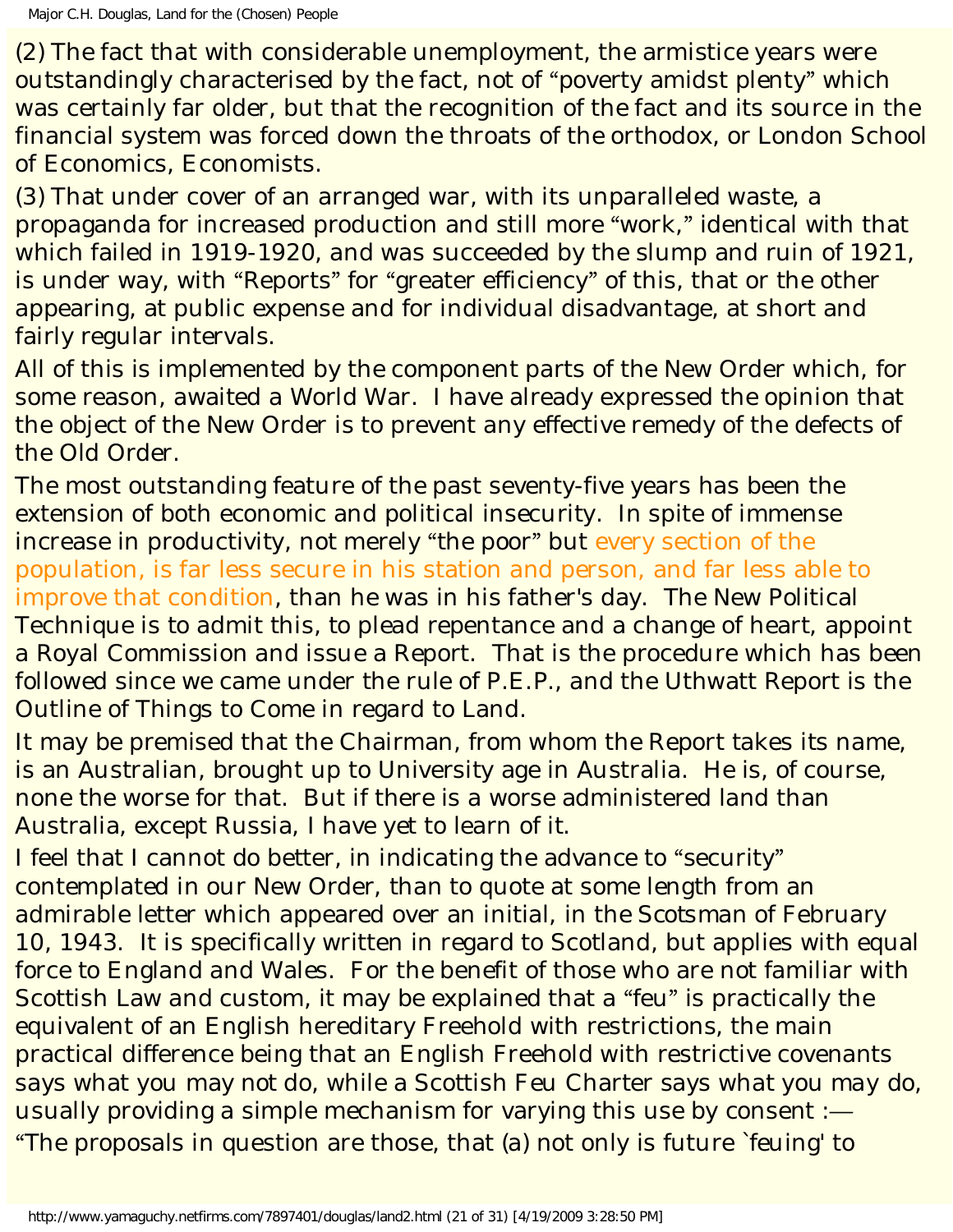(2) The fact that with considerable unemployment, the armistice years were outstandingly characterised by the fact, not of "poverty amidst plenty" which was certainly far older, but that the recognition of the fact and its source in the financial system was forced down the throats of the orthodox, or London School of Economics, Economists.

(3) That under cover of an arranged war, with its unparalleled waste, a propaganda for increased production and still more "work," identical with that which failed in 1919-1920, and was succeeded by the slump and ruin of 1921, is under way, with "Reports" for "greater efficiency" of this, that or the other appearing, at public expense and for individual disadvantage, at short and fairly regular intervals.

All of this is implemented by the component parts of the New Order which, for some reason, awaited a World War. I have already expressed the opinion that the object of the New Order is to prevent any effective remedy of the defects of the Old Order.

The most outstanding feature of the past seventy-five years has been the extension of both economic and political insecurity. In spite of immense increase in productivity, not merely "the poor" but every section of the population, is far less secure in his station and person, and far less able to improve that condition, than he was in his father's day. The New Political Technique is to admit this, to plead repentance and a change of heart, appoint a Royal Commission and issue a Report. That is the procedure which has been followed since we came under the rule of P.E.P., and the Uthwatt Report is the Outline of Things to Come in regard to Land.

It may be premised that the Chairman, from whom the Report takes its name, is an Australian, brought up to University age in Australia. He is, of course, none the worse for that. But if there is a worse administered land than Australia, except Russia, I have yet to learn of it.

I feel that I cannot do better, in indicating the advance to "security" contemplated in our New Order, than to quote at some length from an admirable letter which appeared over an initial, in the Scotsman of February 10, 1943. It is specifically written in regard to Scotland, but applies with equal force to England and Wales. For the benefit of those who are not familiar with Scottish Law and custom, it may be explained that a "feu" is practically the equivalent of an English hereditary Freehold with restrictions, the main practical difference being that an English Freehold with restrictive covenants says what you may not do, while a Scottish Feu Charter says what you may do, usually providing a simple mechanism for varying this use by consent :—

"The proposals in question are those, that (a) not only is future `feuing' to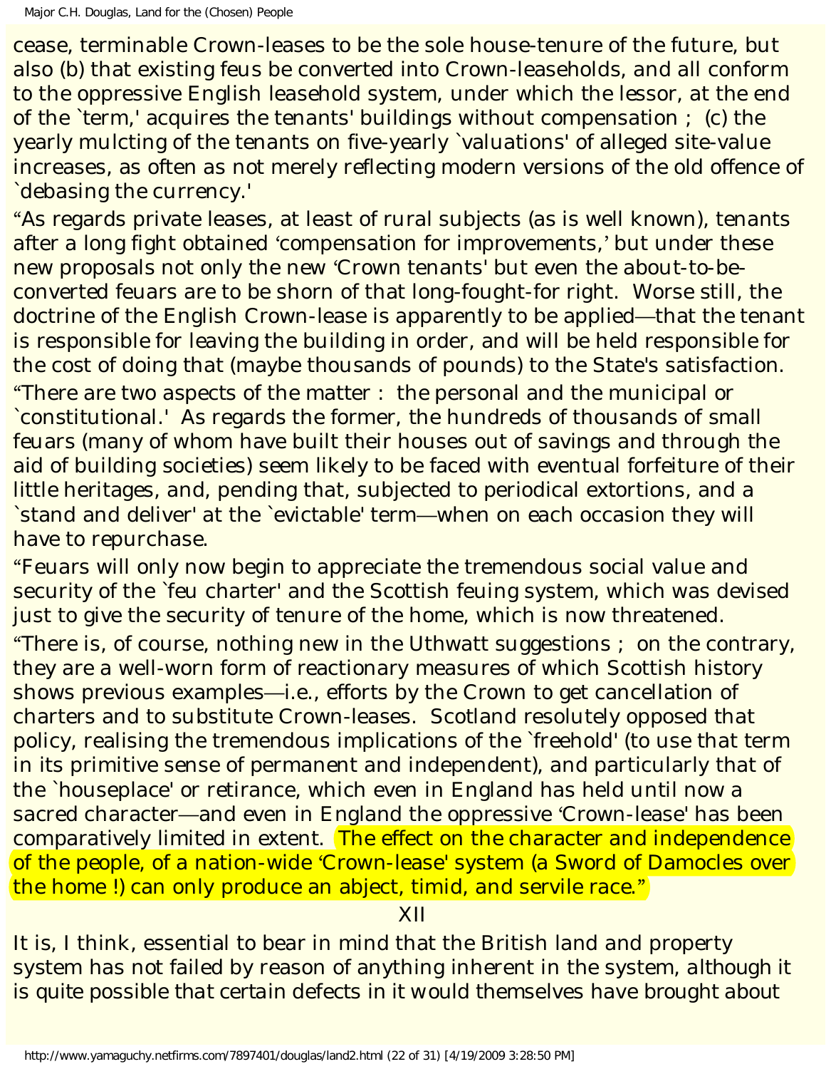cease, terminable Crown-leases to be the sole house-tenure of the future, but also (b) that existing feus be converted into Crown-leaseholds, and all conform to the oppressive English leasehold system, under which the lessor, at the end of the `term,' acquires the tenants' buildings without compensation ; (c) the yearly mulcting of the tenants on five-yearly `valuations' of alleged site-value increases, as often as not merely reflecting modern versions of the old offence of `debasing the currency.'

"As regards private leases, at least of rural subjects (as is well known), tenants after a long fight obtained 'compensation for improvements,' but under these new proposals not only the new 'Crown tenants' but even the about-to-be-converted feuars are to be shorn of that long-fought-for right. Worse still, the doctrine of the English Crown-lease is apparently to be applied—that the tenant is responsible for leaving the building in order, and will be held responsible for the cost of doing that (maybe thousands of pounds) to the State's satisfaction.

"There are two aspects of the matter : the personal and the municipal or `constitutional.' As regards the former, the hundreds of thousands of small feuars (many of whom have built their houses out of savings and through the aid of building societies) seem likely to be faced with eventual forfeiture of their little heritages, and, pending that, subjected to periodical extortions, and a `stand and deliver' at the `evictable' term—when on each occasion they will have to repurchase.

"Feuars will only now begin to appreciate the tremendous social value and security of the `feu charter' and the Scottish feuing system, which was devised just to give the security of tenure of the home, which is now threatened.

"There is, of course, nothing new in the Uthwatt suggestions ; on the contrary, they are a well-worn form of reactionary measures of which Scottish history shows previous examples—i.e., efforts by the Crown to get cancellation of charters and to substitute Crown-leases. Scotland resolutely opposed that policy, realising the tremendous implications of the `freehold' (to use that term in its primitive sense of permanent and independent), and particularly that of the `houseplace' or retirance, which even in England has held until now a sacred character—and even in England the oppressive 'Crown-lease' has been comparatively limited in extent. The effect on the character and independence of the people, of a nation-wide 'Crown-lease' system (a Sword of Damocles over the home !) can only produce an abject, timid, and servile race."

## XII

It is, I think, essential to bear in mind that the British land and property system has not failed by reason of anything inherent in the system, although it is quite possible that certain defects in it would themselves have brought about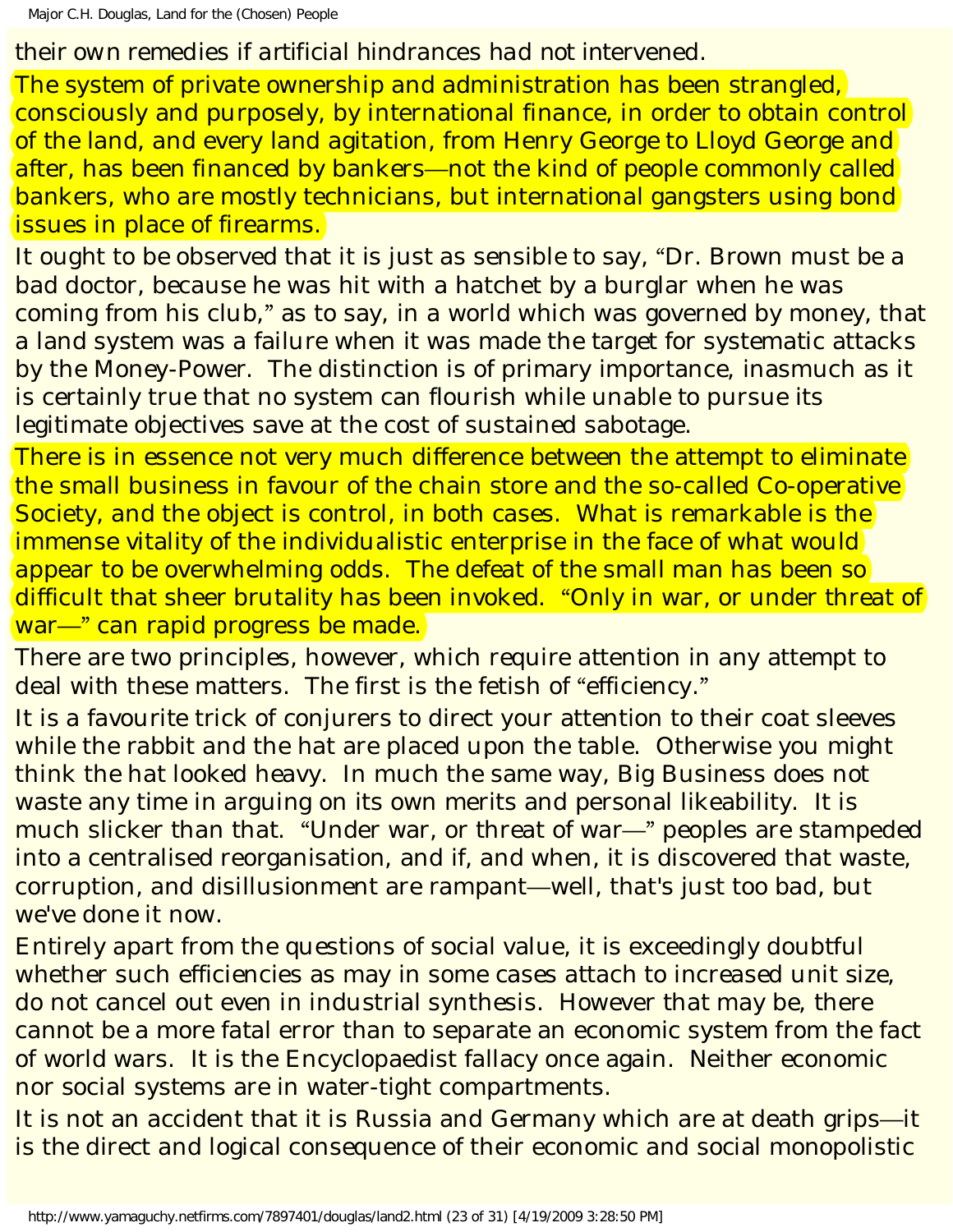their own remedies if artificial hindrances had not intervened.

The system of private ownership and administration has been strangled, consciously and purposely, by international finance, in order to obtain control of the land, and every land agitation, from Henry George to Lloyd George and after, has been financed by bankers—not the kind of people commonly called bankers, who are mostly technicians, but international gangsters using bond issues in place of firearms.

It ought to be observed that it is just as sensible to say, "Dr. Brown must be a bad doctor, because he was hit with a hatchet by a burglar when he was coming from his club," as to say, in a world which was governed by money, that a land system was a failure when it was made the target for systematic attacks by the Money-Power. The distinction is of primary importance, inasmuch as it is certainly true that no system can flourish while unable to pursue its legitimate objectives save at the cost of sustained sabotage.

There is in essence not very much difference between the attempt to eliminate the small business in favour of the chain store and the so-called Co-operative Society, and the object is control, in both cases. What is remarkable is the immense vitality of the individualistic enterprise in the face of what would appear to be overwhelming odds. The defeat of the small man has been so difficult that sheer brutality has been invoked. "Only in war, or under threat of war—" can rapid progress be made.

There are two principles, however, which require attention in any attempt to deal with these matters. The first is the fetish of "efficiency."

It is a favourite trick of conjurers to direct your attention to their coat sleeves while the rabbit and the hat are placed upon the table. Otherwise you might think the hat looked heavy. In much the same way, Big Business does not waste any time in arguing on its own merits and personal likeability. It is much slicker than that. "Under war, or threat of war—" peoples are stampeded into a centralised reorganisation, and if, and when, it is discovered that waste, corruption, and disillusionment are rampant—well, that's just too bad, but we've done it now.

Entirely apart from the questions of social value, it is exceedingly doubtful whether such efficiencies as may in some cases attach to increased unit size, do not cancel out even in industrial synthesis. However that may be, there cannot be a more fatal error than to separate an economic system from the fact of world wars. It is the Encyclopaedist fallacy once again. Neither economic nor social systems are in water-tight compartments.

It is not an accident that it is Russia and Germany which are at death grips—it is the direct and logical consequence of their economic and social monopolistic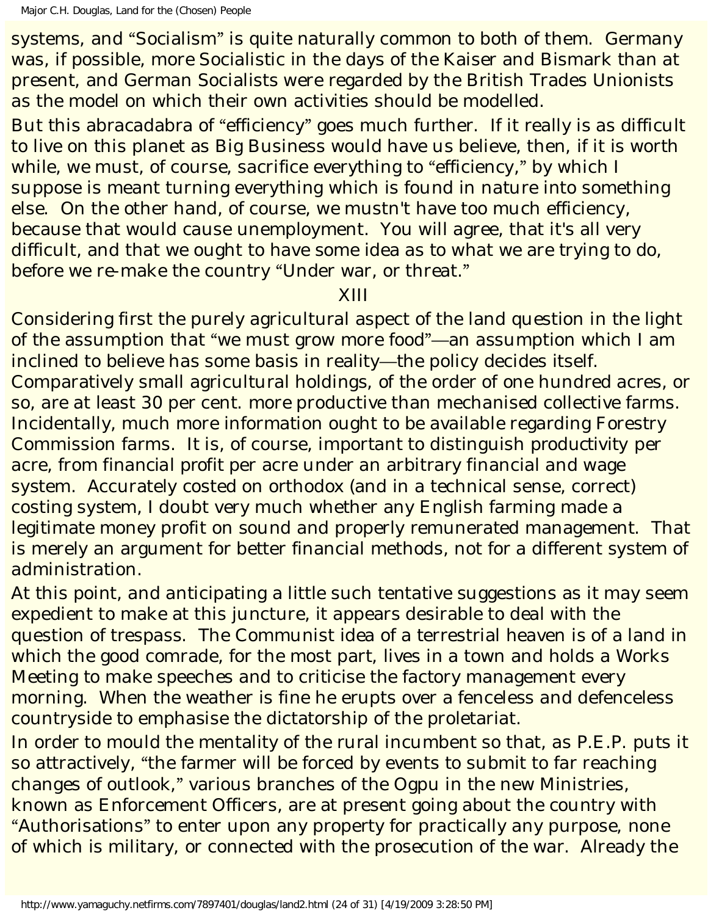systems, and "Socialism" is quite naturally common to both of them. Germany was, if possible, more Socialistic in the days of the Kaiser and Bismark than at present, and German Socialists were regarded by the British Trades Unionists as the model on which their own activities should be modelled.

But this abracadabra of "efficiency" goes much further. If it really is as difficult to live on this planet as Big Business would have us believe, then, if it is worth while, we must, of course, sacrifice everything to "efficiency," by which I suppose is meant turning everything which is found in nature into something else. On the other hand, of course, we mustn't have too much efficiency, because that would cause unemployment. You will agree, that it's all very difficult, and that we ought to have some idea as to what we are trying to do, before we re-make the country "Under war, or threat."

## XIII

Considering first the purely agricultural aspect of the land question in the light of the assumption that "we must grow more food"—an assumption which I am inclined to believe has some basis in reality—the policy decides itself. Comparatively small agricultural holdings, of the order of one hundred acres, or so, are at least 30 per cent. more productive than mechanised collective farms. Incidentally, much more information ought to be available regarding Forestry Commission farms. It is, of course, important to distinguish productivity per acre, from financial profit per acre under an arbitrary financial and wage system. Accurately costed on orthodox (and in a technical sense, correct) costing system, I doubt very much whether any English farming made a legitimate money profit on sound and properly remunerated management. That is merely an argument for better financial methods, not for a different system of administration.

At this point, and anticipating a little such tentative suggestions as it may seem expedient to make at this juncture, it appears desirable to deal with the question of trespass. The Communist idea of a terrestrial heaven is of a land in which the good comrade, for the most part, lives in a town and holds a Works Meeting to make speeches and to criticise the factory management every morning. When the weather is fine he erupts over a fenceless and defenceless countryside to emphasise the dictatorship of the proletariat.

In order to mould the mentality of the rural incumbent so that, as P.E.P. puts it so attractively, "the farmer will be forced by events to submit to far reaching changes of outlook," various branches of the Ogpu in the new Ministries, known as Enforcement Officers, are at present going about the country with "Authorisations" to enter upon any property for practically any purpose, none of which is military, or connected with the prosecution of the war. Already the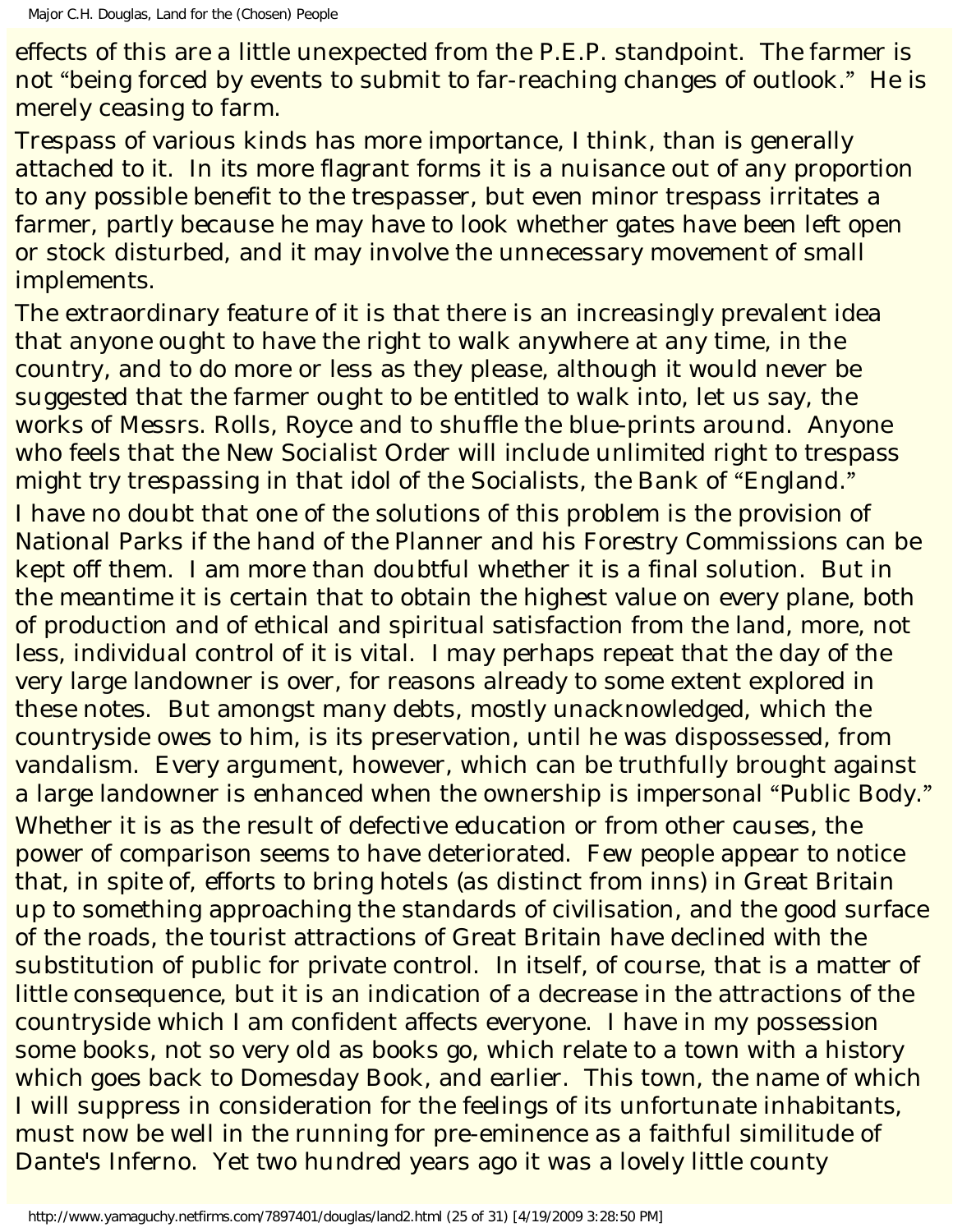effects of this are a little unexpected from the P.E.P. standpoint. The farmer is not "being forced by events to submit to far-reaching changes of outlook." He is merely ceasing to farm.

Trespass of various kinds has more importance, I think, than is generally attached to it. In its more flagrant forms it is a nuisance out of any proportion to any possible benefit to the trespasser, but even minor trespass irritates a farmer, partly because he may have to look whether gates have been left open or stock disturbed, and it may involve the unnecessary movement of small implements.

The extraordinary feature of it is that there is an increasingly prevalent idea that anyone ought to have the right to walk anywhere at any time, in the country, and to do more or less as they please, although it would never be suggested that the farmer ought to be entitled to walk into, let us say, the works of Messrs. Rolls, Royce and to shuffle the blue-prints around. Anyone who feels that the New Socialist Order will include unlimited right to trespass might try trespassing in that idol of the Socialists, the Bank of "England."

I have no doubt that one of the solutions of this problem is the provision of National Parks if the hand of the Planner and his Forestry Commissions can be kept off them. I am more than doubtful whether it is a final solution. But in the meantime it is certain that to obtain the highest value on every plane, both of production and of ethical and spiritual satisfaction from the land, more, not less, individual control of it is vital. I may perhaps repeat that the day of the very large landowner is over, for reasons already to some extent explored in these notes. But amongst many debts, mostly unacknowledged, which the countryside owes to him, is its preservation, until he was dispossessed, from vandalism. Every argument, however, which can be truthfully brought against a large landowner is enhanced when the ownership is impersonal "Public Body."

Whether it is as the result of defective education or from other causes, the power of comparison seems to have deteriorated. Few people appear to notice that, in spite of, efforts to bring hotels (as distinct from inns) in Great Britain up to something approaching the standards of civilisation, and the good surface of the roads, the tourist attractions of Great Britain have declined with the substitution of public for private control. In itself, of course, that is a matter of little consequence, but it is an indication of a decrease in the attractions of the countryside which I am confident affects everyone. I have in my possession some books, not so very old as books go, which relate to a town with a history which goes back to Domesday Book, and earlier. This town, the name of which I will suppress in consideration for the feelings of its unfortunate inhabitants, must now be well in the running for pre-eminence as a faithful similitude of Dante's Inferno. Yet two hundred years ago it was a lovely little county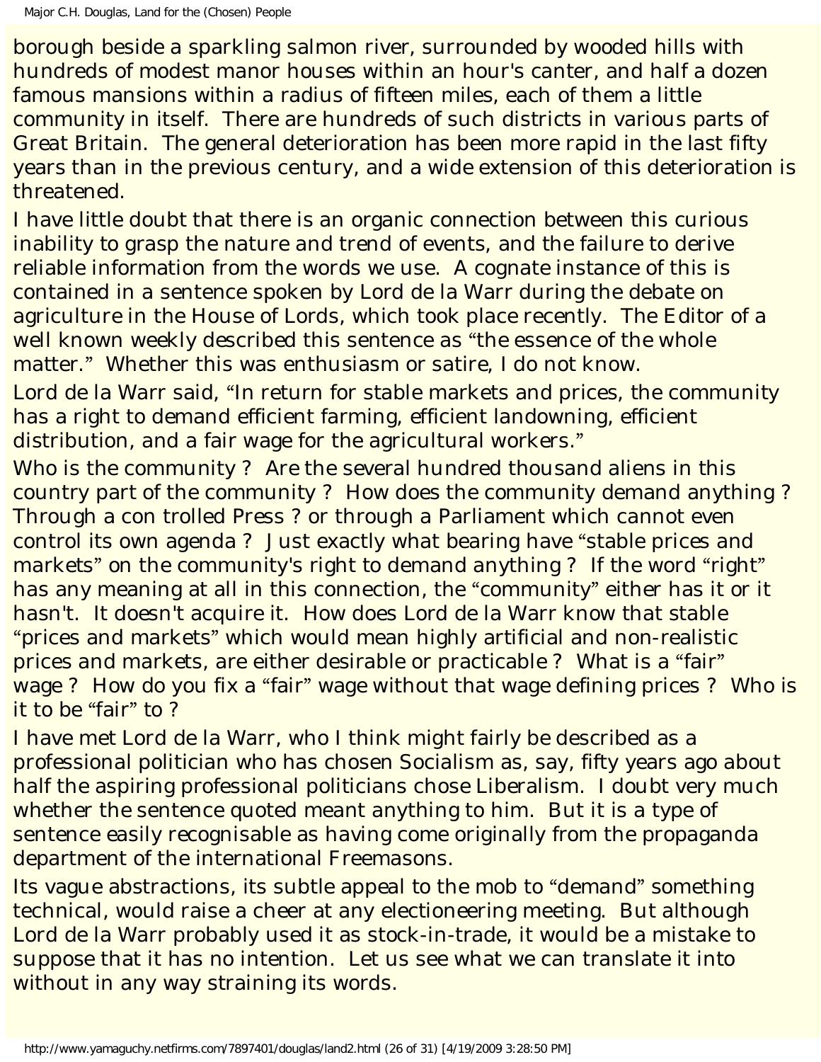borough beside a sparkling salmon river, surrounded by wooded hills with hundreds of modest manor houses within an hour's canter, and half a dozen famous mansions within a radius of fifteen miles, each of them a little community in itself. There are hundreds of such districts in various parts of Great Britain. The general deterioration has been more rapid in the last fifty years than in the previous century, and a wide extension of this deterioration is threatened.

I have little doubt that there is an organic connection between this curious inability to grasp the nature and trend of events, and the failure to derive reliable information from the words we use. A cognate instance of this is contained in a sentence spoken by Lord de la Warr during the debate on agriculture in the House of Lords, which took place recently. The Editor of a well known weekly described this sentence as "the essence of the whole matter." Whether this was enthusiasm or satire, I do not know.

Lord de la Warr said, "In return for stable markets and prices, the community has a right to demand efficient farming, efficient landowning, efficient distribution, and a fair wage for the agricultural workers."

Who is the community ? Are the several hundred thousand aliens in this country part of the community ? How does the community demand anything ? Through a con trolled Press ? or through a Parliament which cannot even control its own agenda ? Just exactly what bearing have "stable prices and markets" on the community's right to demand anything ? If the word "right" has any meaning at all in this connection, the "community" either has it or it hasn't. It doesn't acquire it. How does Lord de la Warr know that stable "prices and markets" which would mean highly artificial and non-realistic prices and markets, are either desirable or practicable ? What is a "fair" wage ? How do you fix a "fair" wage without that wage defining prices ? Who is it to be "fair" to ?

I have met Lord de la Warr, who I think might fairly be described as a professional politician who has chosen Socialism as, say, fifty years ago about half the aspiring professional politicians chose Liberalism. I doubt very much whether the sentence quoted meant anything to him. But it is a type of sentence easily recognisable as having come originally from the propaganda department of the international Freemasons.

Its vague abstractions, its subtle appeal to the mob to "demand" something technical, would raise a cheer at any electioneering meeting. But although Lord de la Warr probably used it as stock-in-trade, it would be a mistake to suppose that it has no intention. Let us see what we can translate it into without in any way straining its words.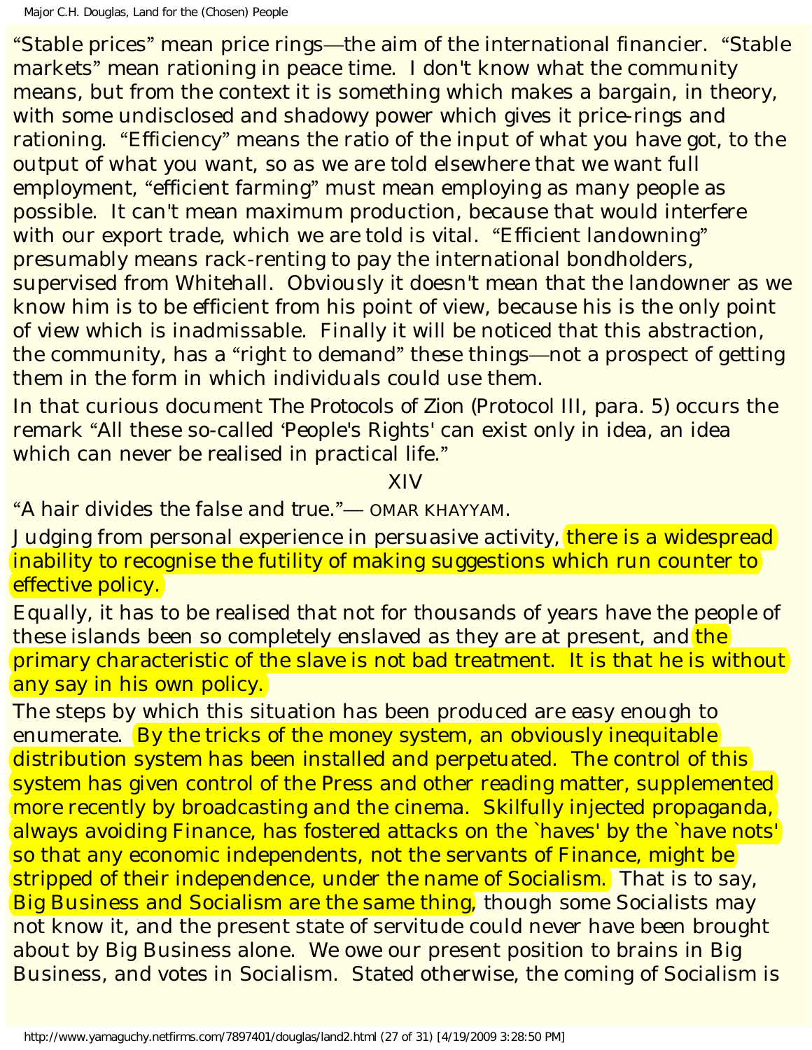"Stable prices" mean price rings—the aim of the international financier. "Stable markets" mean rationing in peace time. I don't know what the community means, but from the context it is something which makes a bargain, in theory, with some undisclosed and shadowy power which gives it price-rings and rationing. "Efficiency" means the ratio of the input of what you have got, to the output of what you want, so as we are told elsewhere that we want full employment, "efficient farming" must mean employing as many people as possible. It can't mean maximum production, because that would interfere with our export trade, which we are told is vital. "Efficient landowning" presumably means rack-renting to pay the international bondholders, supervised from Whitehall. Obviously it doesn't mean that the landowner as we know him is to be efficient from his point of view, because his is the only point of view which is inadmissable. Finally it will be noticed that this abstraction, the community, has a "right to demand" these things—not a prospect of getting them in the form in which individuals could use them.

In that curious document The Protocols of Zion (Protocol III, para. 5) occurs the remark "All these so-called 'People's Rights' can exist only in idea, an idea which can never be realised in practical life."

## XIV

"A hair divides the false and true."— OMAR KHAYYAM.

Judging from personal experience in persuasive activity, there is a widespread inability to recognise the futility of making suggestions which run counter to effective policy.

Equally, it has to be realised that not for thousands of years have the people of these islands been so completely enslaved as they are at present, and the primary characteristic of the slave is not bad treatment. It is that he is without any say in his own policy.

The steps by which this situation has been produced are easy enough to enumerate. By the tricks of the money system, an obviously inequitable distribution system has been installed and perpetuated. The control of this system has given control of the Press and other reading matter, supplemented more recently by broadcasting and the cinema. Skilfully injected propaganda, always avoiding Finance, has fostered attacks on the `haves' by the `have nots' so that any economic independents, not the servants of Finance, might be stripped of their independence, under the name of Socialism. That is to say, Big Business and Socialism are the same thing, though some Socialists may not know it, and the present state of servitude could never have been brought about by Big Business alone. We owe our present position to brains in Big Business, and votes in Socialism. Stated otherwise, the coming of Socialism is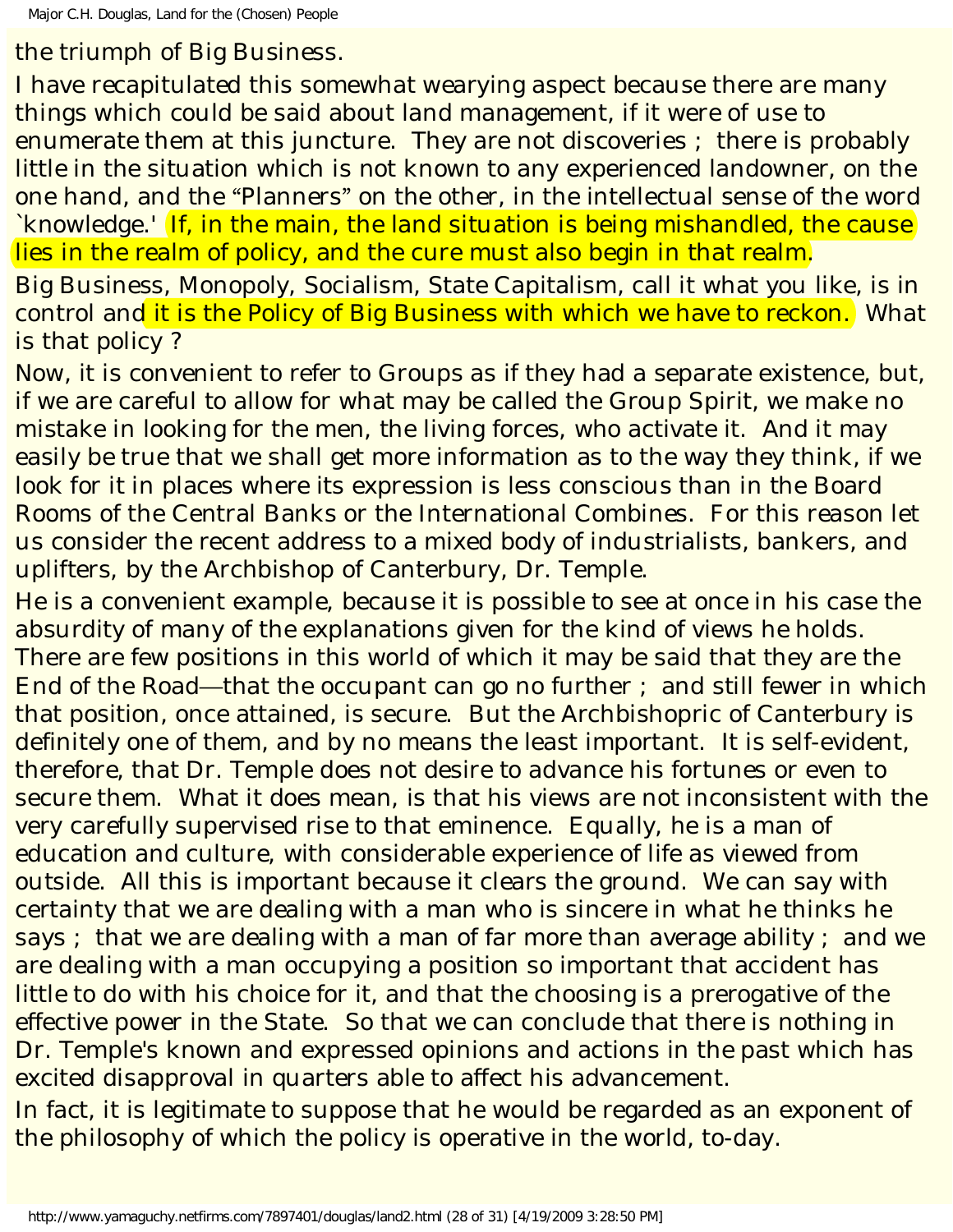the triumph of Big Business.

I have recapitulated this somewhat wearying aspect because there are many things which could be said about land management, if it were of use to enumerate them at this juncture. They are not discoveries ; there is probably little in the situation which is not known to any experienced landowner, on the one hand, and the "Planners" on the other, in the intellectual sense of the word `knowledge.' If, in the main, the land situation is being mishandled, the cause lies in the realm of policy, and the cure must also begin in that realm.

Big Business, Monopoly, Socialism, State Capitalism, call it what you like, is in control and it is the Policy of Big Business with which we have to reckon. What is that policy ?

Now, it is convenient to refer to Groups as if they had a separate existence, but, if we are careful to allow for what may be called the Group Spirit, we make no mistake in looking for the men, the living forces, who activate it. And it may easily be true that we shall get more information as to the way they think, if we look for it in places where its expression is less conscious than in the Board Rooms of the Central Banks or the International Combines. For this reason let us consider the recent address to a mixed body of industrialists, bankers, and uplifters, by the Archbishop of Canterbury, Dr. Temple.

He is a convenient example, because it is possible to see at once in his case the absurdity of many of the explanations given for the kind of views he holds. There are few positions in this world of which it may be said that they are the End of the Road—that the occupant can go no further ; and still fewer in which that position, once attained, is secure. But the Archbishopric of Canterbury is definitely one of them, and by no means the least important. It is self-evident, therefore, that Dr. Temple does not desire to advance his fortunes or even to secure them. What it does mean, is that his views are not inconsistent with the very carefully supervised rise to that eminence. Equally, he is a man of education and culture, with considerable experience of life as viewed from outside. All this is important because it clears the ground. We can say with certainty that we are dealing with a man who is sincere in what he thinks he says ; that we are dealing with a man of far more than average ability ; and we are dealing with a man occupying a position so important that accident has little to do with his choice for it, and that the choosing is a prerogative of the effective power in the State. So that we can conclude that there is nothing in Dr. Temple's known and expressed opinions and actions in the past which has excited disapproval in quarters able to affect his advancement.

In fact, it is legitimate to suppose that he would be regarded as an exponent of the philosophy of which the policy is operative in the world, to-day.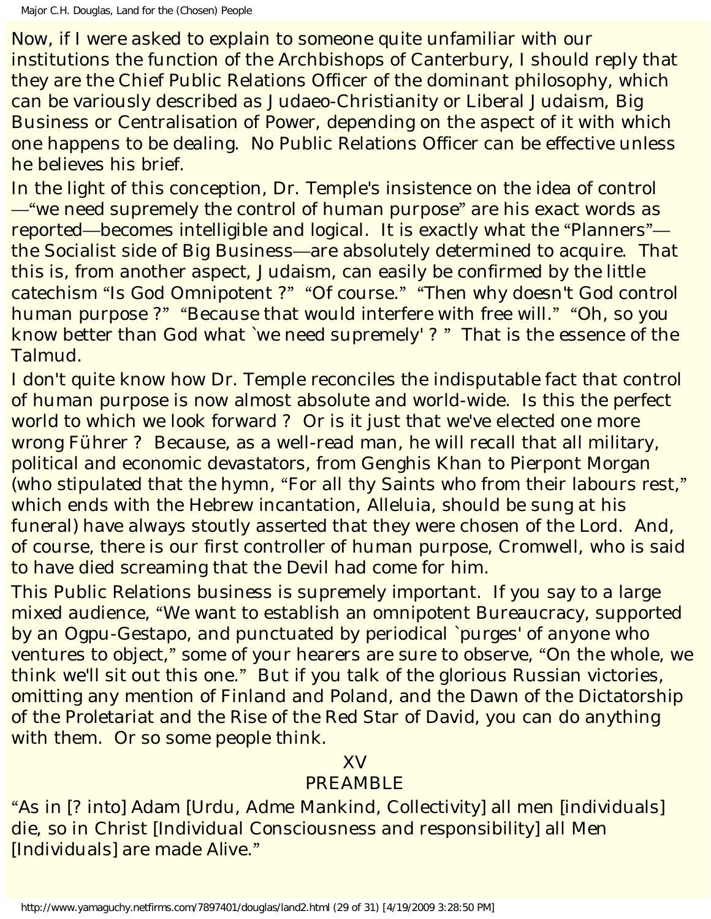Now, if I were asked to explain to someone quite unfamiliar with our institutions the function of the Archbishops of Canterbury, I should reply that they are the Chief Public Relations Officer of the dominant philosophy, which can be variously described as Judaeo-Christianity or Liberal Judaism, Big Business or Centralisation of Power, depending on the aspect of it with which one happens to be dealing. No Public Relations Officer can be effective unless he believes his brief.

In the light of this conception, Dr. Temple's insistence on the idea of control—"we need supremely the control of human purpose" are his exact words as reported—becomes intelligible and logical. It is exactly what the "Planners"—the Socialist side of Big Business—are absolutely determined to acquire. That this is, from another aspect, Judaism, can easily be confirmed by the little catechism "Is God Omnipotent ?" "Of course." "Then why doesn't God control human purpose ?" "Because that would interfere with free will." "Oh, so you know better than God what `we need supremely' ? " That is the essence of the Talmud.

I don't quite know how Dr. Temple reconciles the indisputable fact that control of human purpose is now almost absolute and world-wide. Is this the perfect world to which we look forward ? Or is it just that we've elected one more wrong Führer ? Because, as a well-read man, he will recall that all military, political and economic devastators, from Genghis Khan to Pierpont Morgan (who stipulated that the hymn, "For all thy Saints who from their labours rest," which ends with the Hebrew incantation, Alleluia, should be sung at his funeral) have always stoutly asserted that they were chosen of the Lord. And, of course, there is our first controller of human purpose, Cromwell, who is said to have died screaming that the Devil had come for him.

This Public Relations business is supremely important. If you say to a large mixed audience, "We want to establish an omnipotent Bureaucracy, supported by an Ogpu-Gestapo, and punctuated by periodical `purges' of anyone who ventures to object," some of your hearers are sure to observe, "On the whole, we think we'll sit out this one." But if you talk of the glorious Russian victories, omitting any mention of Finland and Poland, and the Dawn of the Dictatorship of the Proletariat and the Rise of the Red Star of David, you can do anything with them. Or so some people think.

## XV

## PREAMBLE

"As in [? into] Adam [Urdu, Adme Mankind, Collectivity] all men [individuals] die, so in Christ [Individual Consciousness and responsibility] all Men [Individuals] are made Alive."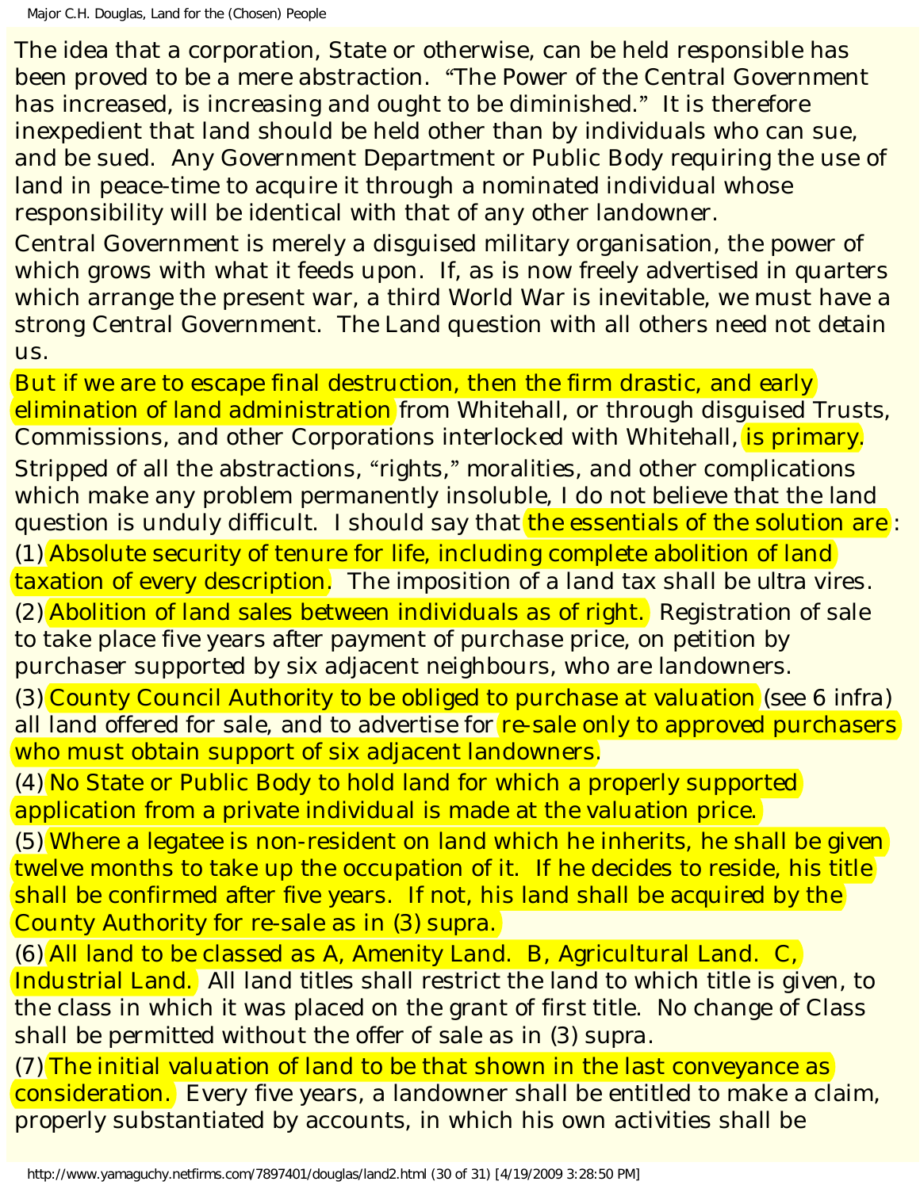The idea that a corporation, State or otherwise, can be held responsible has been proved to be a mere abstraction. "The Power of the Central Government has increased, is increasing and ought to be diminished." It is therefore inexpedient that land should be held other than by individuals who can sue, and be sued. Any Government Department or Public Body requiring the use of land in peace-time to acquire it through a nominated individual whose responsibility will be identical with that of any other landowner.

Central Government is merely a disguised military organisation, the power of which grows with what it feeds upon. If, as is now freely advertised in quarters which arrange the present war, a third World War is inevitable, we must have a strong Central Government. The Land question with all others need not detain us.

But if we are to escape final destruction, then the firm drastic, and early elimination of land administration from Whitehall, or through disguised Trusts, Commissions, and other Corporations interlocked with Whitehall, is primary.

Stripped of all the abstractions, "rights," moralities, and other complications which make any problem permanently insoluble, I do not believe that the land question is unduly difficult. I should say that the essentials of the solution are:

(1) Absolute security of tenure for life, including complete abolition of land taxation of every description. The imposition of a land tax shall be ultra vires.

(2) Abolition of land sales between individuals as of right. Registration of sale to take place five years after payment of purchase price, on petition by purchaser supported by six adjacent neighbours, who are landowners.

(3) County Council Authority to be obliged to purchase at valuation (see 6 infra) all land offered for sale, and to advertise for re-sale only to approved purchasers who must obtain support of six adjacent landowners.

(4) No State or Public Body to hold land for which a properly supported application from a private individual is made at the valuation price.

(5) Where a legatee is non-resident on land which he inherits, he shall be given twelve months to take up the occupation of it. If he decides to reside, his title shall be confirmed after five years. If not, his land shall be acquired by the County Authority for re-sale as in (3) supra.

(6) All land to be classed as A, Amenity Land. B, Agricultural Land. C, Industrial Land. All land titles shall restrict the land to which title is given, to the class in which it was placed on the grant of first title. No change of Class shall be permitted without the offer of sale as in (3) supra.

(7) The initial valuation of land to be that shown in the last conveyance as consideration. Every five years, a landowner shall be entitled to make a claim, properly substantiated by accounts, in which his own activities shall be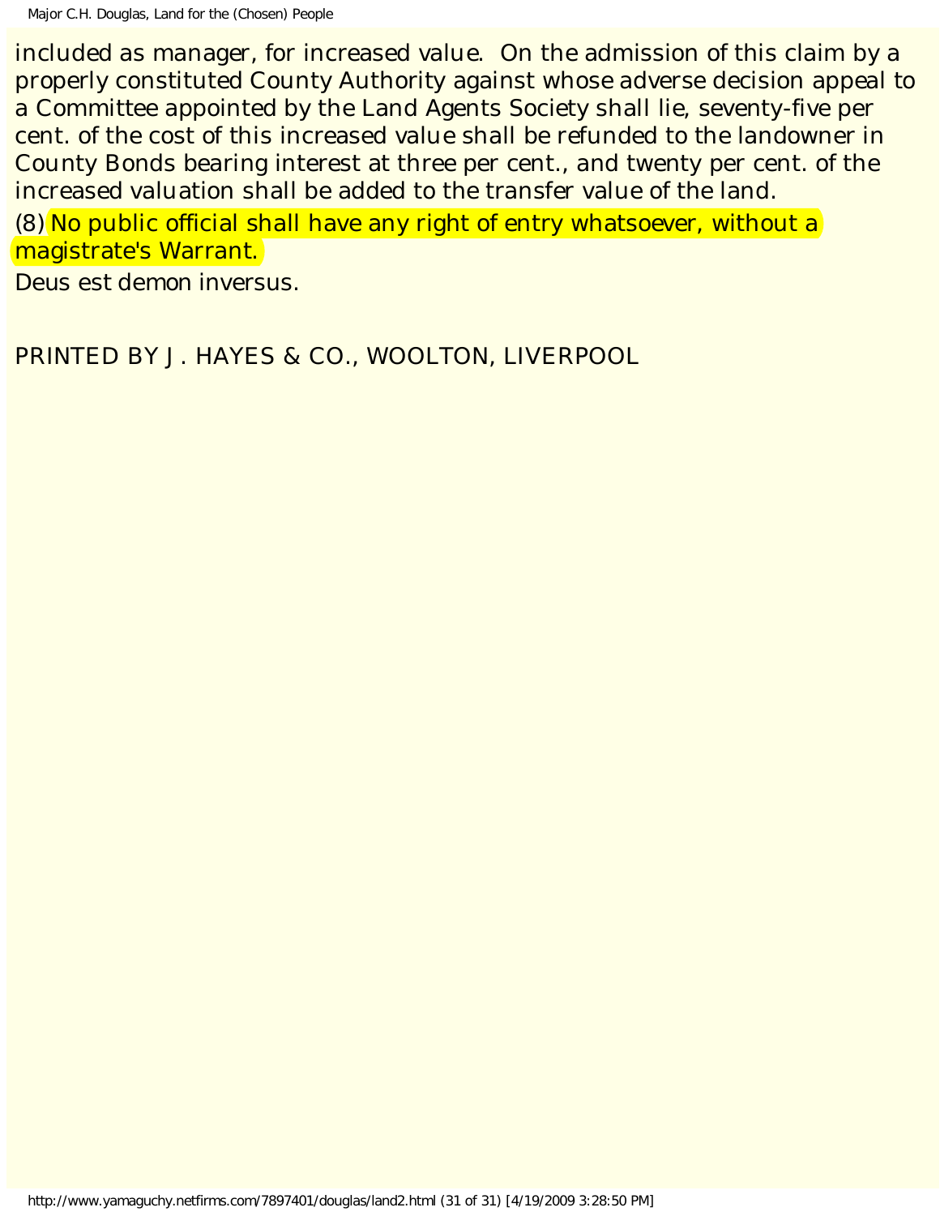included as manager, for increased value. On the admission of this claim by a properly constituted County Authority against whose adverse decision appeal to a Committee appointed by the Land Agents Society shall lie, seventy-five per cent. of the cost of this increased value shall be refunded to the landowner in County Bonds bearing interest at three per cent., and twenty per cent. of the increased valuation shall be added to the transfer value of the land.

(8) No public official shall have any right of entry whatsoever, without a magistrate's Warrant.

Deus est demon inversus.

PRINTED BY J. HAYES & CO., WOOLTON, LIVERPOOL